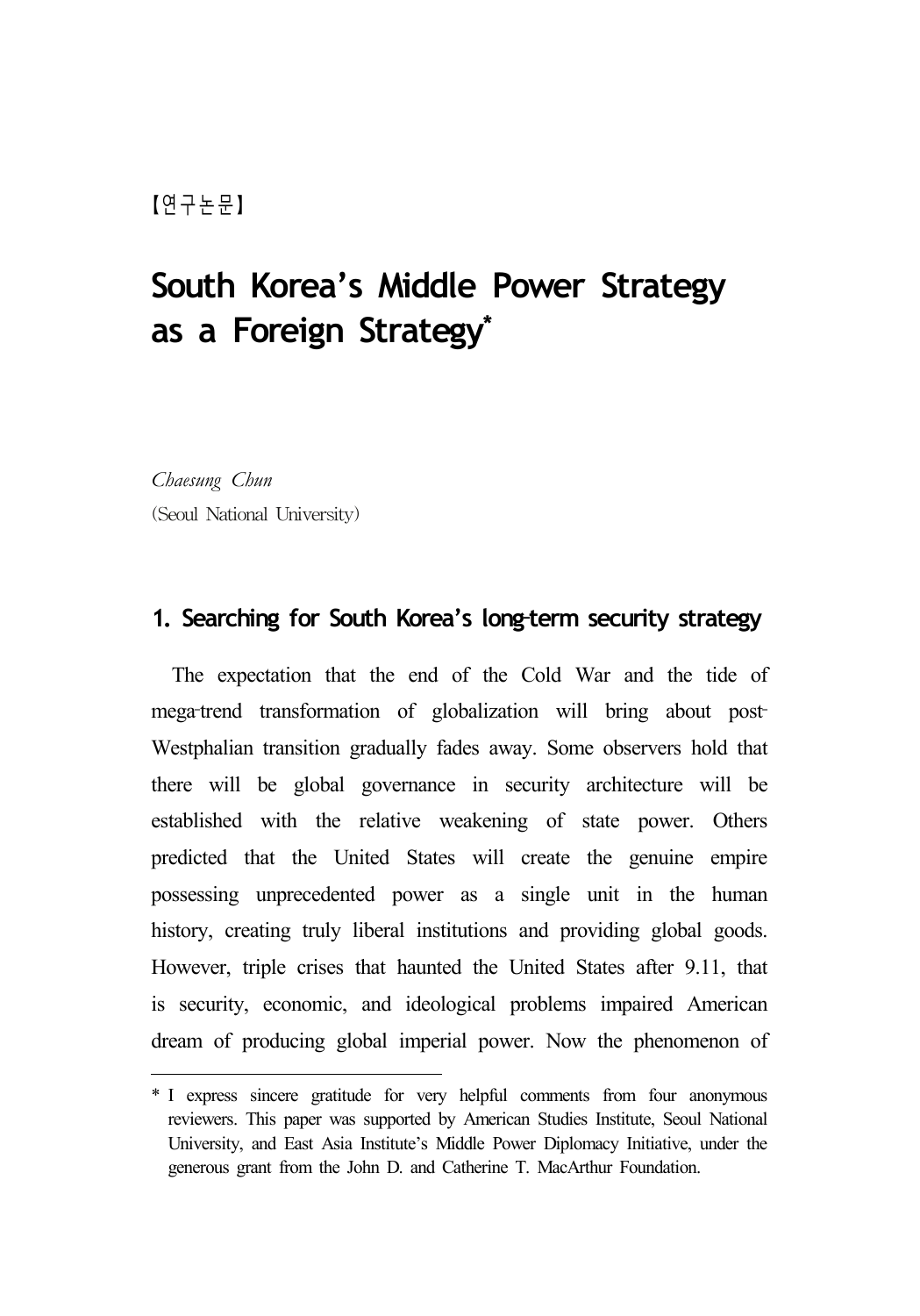【연구논문】

# South Korea's Middle Power Strategy as a Foreign Strategy*

*Chaesung Chun*

(Seoul National University)

## 1. Searching for South Korea's long-term security strategy

The expectation that the end of the Cold War and the tide of mega-trend transformation of globalization will bring about post-Westphalian transition gradually fades away. Some observers hold that there will be global governance in security architecture will be established with the relative weakening of state power. Others predicted that the United States will create the genuine empire possessing unprecedented power as a single unit in the human history, creating truly liberal institutions and providing global goods. However, triple crises that haunted the United States after 9.11, that is security, economic, and ideological problems impaired American dream of producing global imperial power. Now the phenomenon of

---

* I express sincere gratitude for very helpful comments from four anonymous reviewers. This paper was supported by American Studies Institute, Seoul National University, and East Asia Institute's Middle Power Diplomacy Initiative, under the generous grant from the John D. and Catherine T. MacArthur Foundation.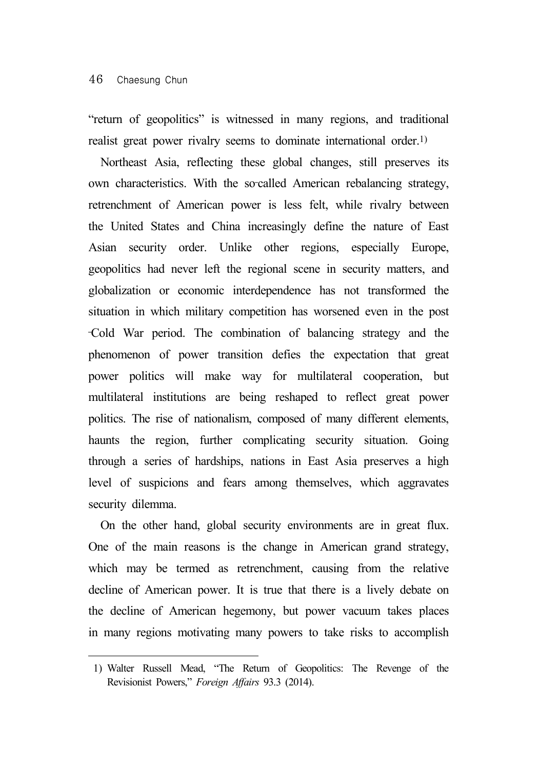"return of geopolitics" is witnessed in many regions, and traditional realist great power rivalry seems to dominate international order.[1)]

Northeast Asia, reflecting these global changes, still preserves its own characteristics. With the so-called American rebalancing strategy, retrenchment of American power is less felt, while rivalry between the United States and China increasingly define the nature of East Asian security order. Unlike other regions, especially Europe, geopolitics had never left the regional scene in security matters, and globalization or economic interdependence has not transformed the situation in which military competition has worsened even in the post-Cold War period. The combination of balancing strategy and the phenomenon of power transition defies the expectation that great power politics will make way for multilateral cooperation, but multilateral institutions are being reshaped to reflect great power politics. The rise of nationalism, composed of many different elements, haunts the region, further complicating security situation. Going through a series of hardships, nations in East Asia preserves a high level of suspicions and fears among themselves, which aggravates security dilemma.

On the other hand, global security environments are in great flux. One of the main reasons is the change in American grand strategy, which may be termed as retrenchment, causing from the relative decline of American power. It is true that there is a lively debate on the decline of American hegemony, but power vacuum takes places in many regions motivating many powers to take risks to accomplish

---

1) Walter Russell Mead, "The Return of Geopolitics: The Revenge of the Revisionist Powers," *Foreign Affairs* 93.3 (2014).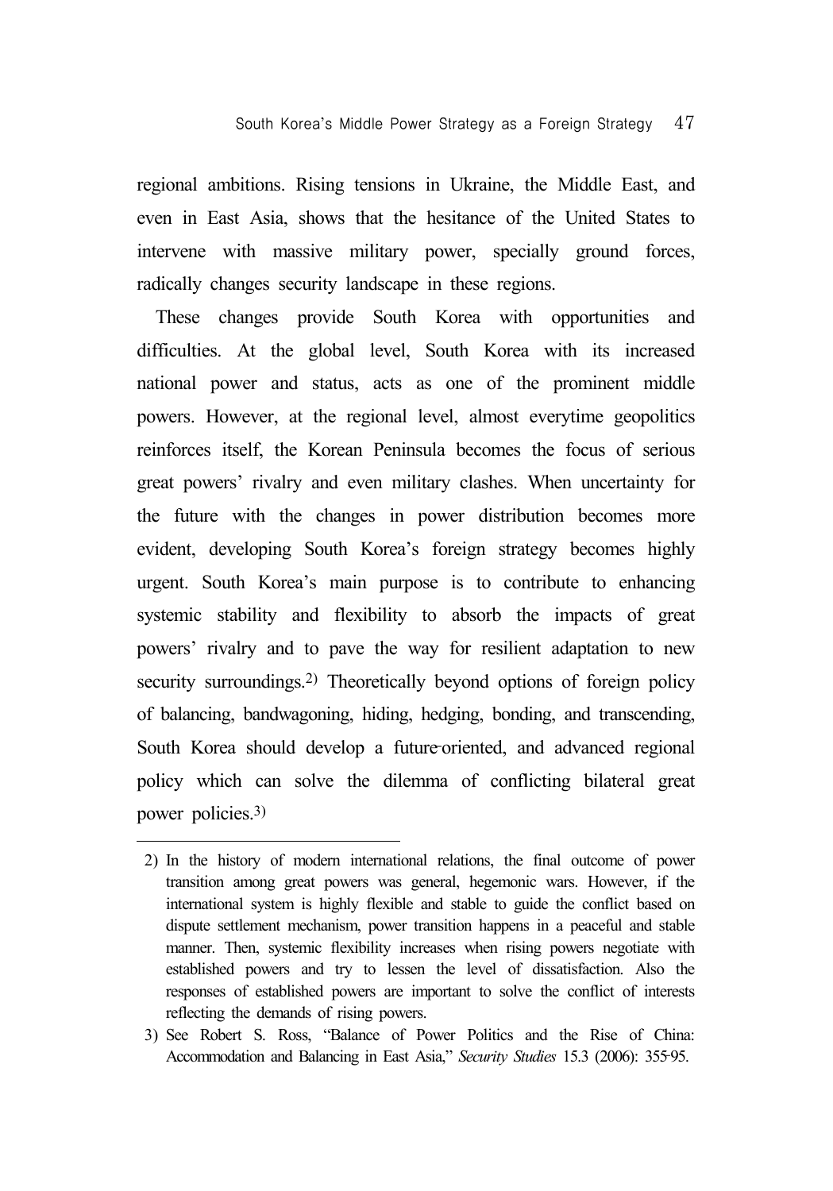regional ambitions. Rising tensions in Ukraine, the Middle East, and even in East Asia, shows that the hesitance of the United States to intervene with massive military power, specially ground forces, radically changes security landscape in these regions.

These changes provide South Korea with opportunities and difficulties. At the global level, South Korea with its increased national power and status, acts as one of the prominent middle powers. However, at the regional level, almost everytime geopolitics reinforces itself, the Korean Peninsula becomes the focus of serious great powers' rivalry and even military clashes. When uncertainty for the future with the changes in power distribution becomes more evident, developing South Korea's foreign strategy becomes highly urgent. South Korea's main purpose is to contribute to enhancing systemic stability and flexibility to absorb the impacts of great powers' rivalry and to pave the way for resilient adaptation to new security surroundings.[2] Theoretically beyond options of foreign policy of balancing, bandwagoning, hiding, hedging, bonding, and transcending, South Korea should develop a future-oriented, and advanced regional policy which can solve the dilemma of conflicting bilateral great power policies.[3]

---

2) In the history of modern international relations, the final outcome of power transition among great powers was general, hegemonic wars. However, if the international system is highly flexible and stable to guide the conflict based on dispute settlement mechanism, power transition happens in a peaceful and stable manner. Then, systemic flexibility increases when rising powers negotiate with established powers and try to lessen the level of dissatisfaction. Also the responses of established powers are important to solve the conflict of interests reflecting the demands of rising powers.

3) See Robert S. Ross, "Balance of Power Politics and the Rise of China: Accommodation and Balancing in East Asia," *Security Studies* 15.3 (2006): 355-95.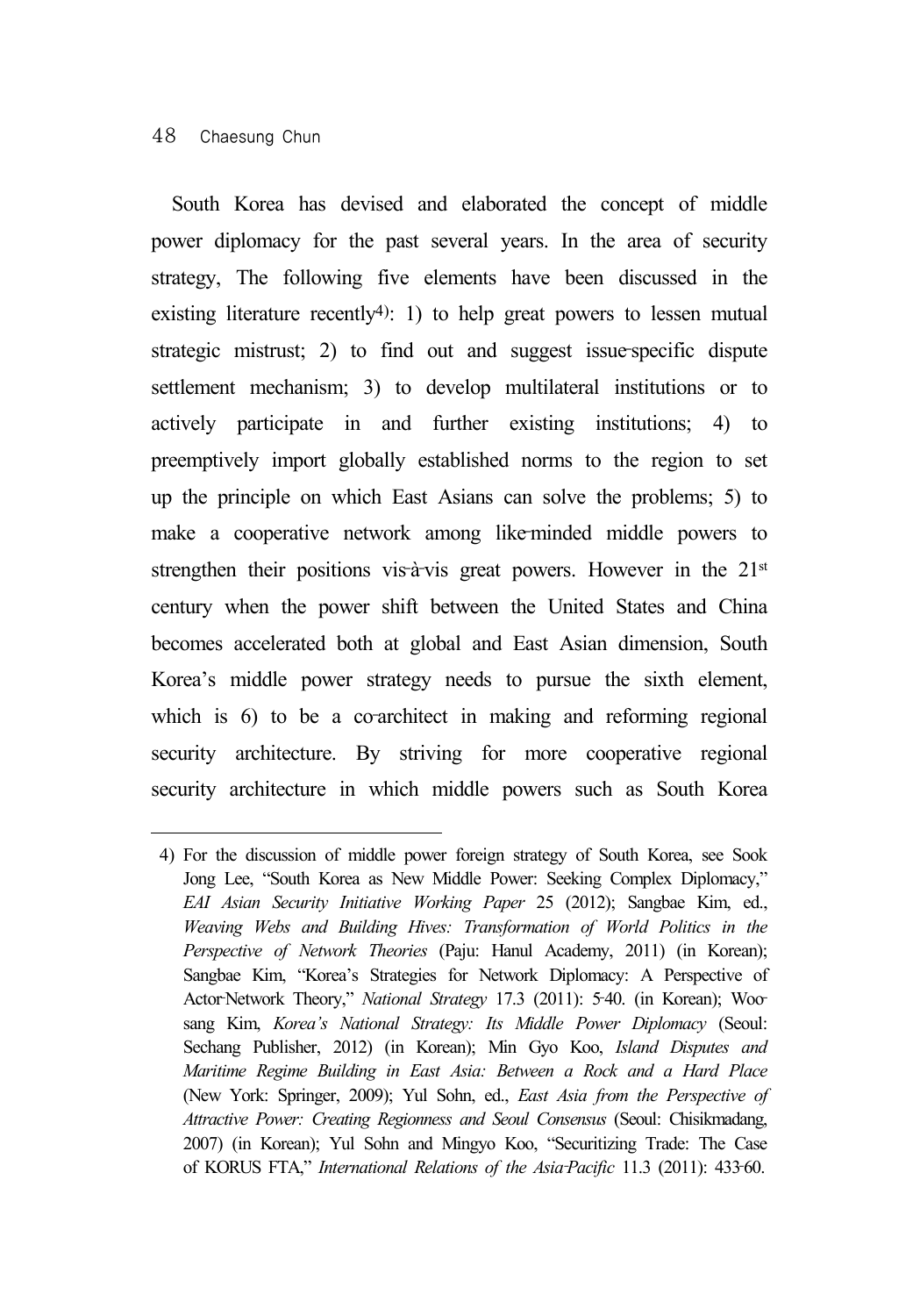South Korea has devised and elaborated the concept of middle power diplomacy for the past several years. In the area of security strategy, The following five elements have been discussed in the existing literature recently[4]: 1) to help great powers to lessen mutual strategic mistrust; 2) to find out and suggest issue-specific dispute settlement mechanism; 3) to develop multilateral institutions or to actively participate in and further existing institutions; 4) to preemptively import globally established norms to the region to set up the principle on which East Asians can solve the problems; 5) to make a cooperative network among like-minded middle powers to strengthen their positions vis-à-vis great powers. However in the 21st century when the power shift between the United States and China becomes accelerated both at global and East Asian dimension, South Korea's middle power strategy needs to pursue the sixth element, which is 6) to be a co-architect in making and reforming regional security architecture. By striving for more cooperative regional security architecture in which middle powers such as South Korea

---

4) For the discussion of middle power foreign strategy of South Korea, see Sook Jong Lee, "South Korea as New Middle Power: Seeking Complex Diplomacy," *EAI Asian Security Initiative Working Paper* 25 (2012); Sangbae Kim, ed., *Weaving Webs and Building Hives: Transformation of World Politics in the Perspective of Network Theories* (Paju: Hanul Academy, 2011) (in Korean); Sangbae Kim, "Korea's Strategies for Network Diplomacy: A Perspective of Actor-Network Theory," *National Strategy* 17.3 (2011): 5-40. (in Korean); Woo-sang Kim, *Korea's National Strategy: Its Middle Power Diplomacy* (Seoul: Sechang Publisher, 2012) (in Korean); Min Gyo Koo, *Island Disputes and Maritime Regime Building in East Asia: Between a Rock and a Hard Place* (New York: Springer, 2009); Yul Sohn, ed., *East Asia from the Perspective of Attractive Power: Creating Regionness and Seoul Consensus* (Seoul: Chisikmadang, 2007) (in Korean); Yul Sohn and Mingyo Koo, "Securitizing Trade: The Case of KORUS FTA," *International Relations of the Asia-Pacific* 11.3 (2011): 433-60.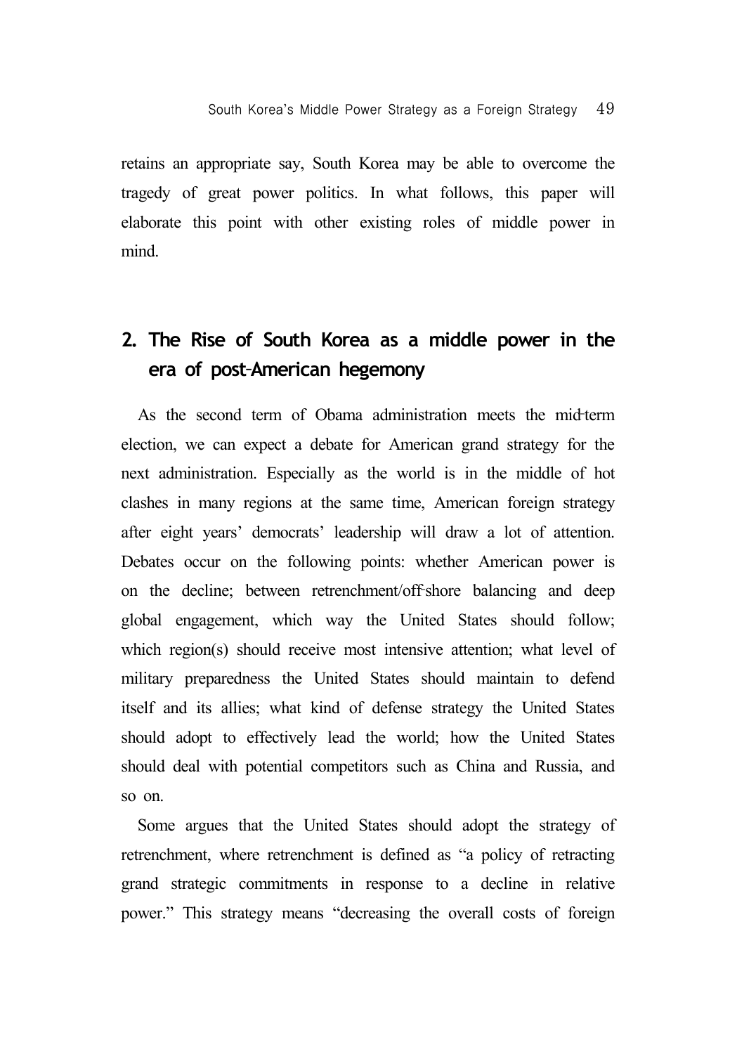retains an appropriate say, South Korea may be able to overcome the tragedy of great power politics. In what follows, this paper will elaborate this point with other existing roles of middle power in mind.

## 2. The Rise of South Korea as a middle power in the era of post-American hegemony

As the second term of Obama administration meets the mid-term election, we can expect a debate for American grand strategy for the next administration. Especially as the world is in the middle of hot clashes in many regions at the same time, American foreign strategy after eight years' democrats' leadership will draw a lot of attention. Debates occur on the following points: whether American power is on the decline; between retrenchment/off-shore balancing and deep global engagement, which way the United States should follow; which region(s) should receive most intensive attention; what level of military preparedness the United States should maintain to defend itself and its allies; what kind of defense strategy the United States should adopt to effectively lead the world; how the United States should deal with potential competitors such as China and Russia, and so on.

Some argues that the United States should adopt the strategy of retrenchment, where retrenchment is defined as "a policy of retracting grand strategic commitments in response to a decline in relative power." This strategy means "decreasing the overall costs of foreign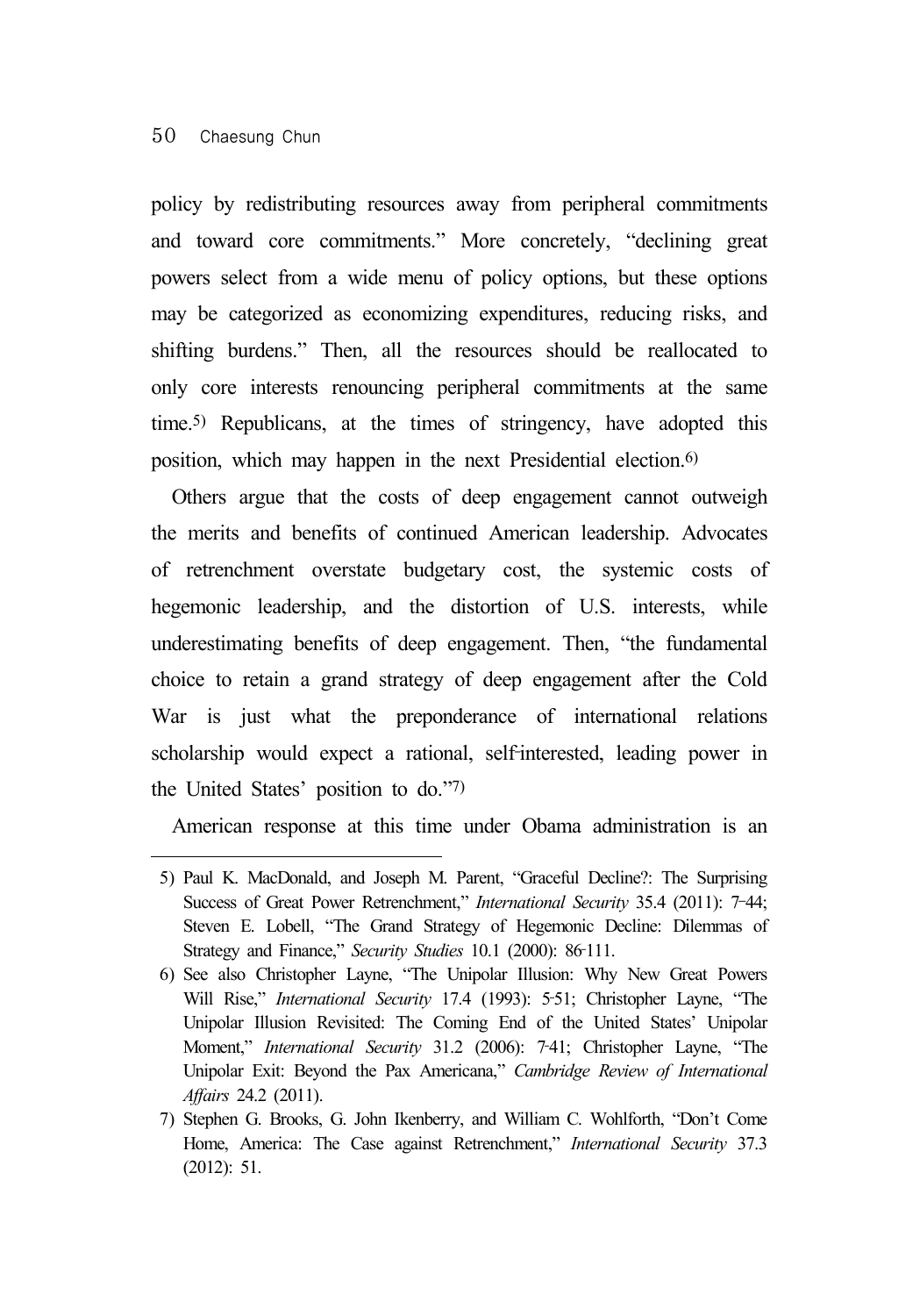policy by redistributing resources away from peripheral commitments and toward core commitments." More concretely, "declining great powers select from a wide menu of policy options, but these options may be categorized as economizing expenditures, reducing risks, and shifting burdens." Then, all the resources should be reallocated to only core interests renouncing peripheral commitments at the same time.[5] Republicans, at the times of stringency, have adopted this position, which may happen in the next Presidential election.[6]

Others argue that the costs of deep engagement cannot outweigh the merits and benefits of continued American leadership. Advocates of retrenchment overstate budgetary cost, the systemic costs of hegemonic leadership, and the distortion of U.S. interests, while underestimating benefits of deep engagement. Then, "the fundamental choice to retain a grand strategy of deep engagement after the Cold War is just what the preponderance of international relations scholarship would expect a rational, self-interested, leading power in the United States' position to do."[7]

American response at this time under Obama administration is an

---

5) Paul K. MacDonald, and Joseph M. Parent, "Graceful Decline?: The Surprising Success of Great Power Retrenchment," *International Security* 35.4 (2011): 7-44; Steven E. Lobell, "The Grand Strategy of Hegemonic Decline: Dilemmas of Strategy and Finance," *Security Studies* 10.1 (2000): 86-111.

6) See also Christopher Layne, "The Unipolar Illusion: Why New Great Powers Will Rise," *International Security* 17.4 (1993): 5-51; Christopher Layne, "The Unipolar Illusion Revisited: The Coming End of the United States' Unipolar Moment," *International Security* 31.2 (2006): 7-41; Christopher Layne, "The Unipolar Exit: Beyond the Pax Americana," *Cambridge Review of International Affairs* 24.2 (2011).

7) Stephen G. Brooks, G. John Ikenberry, and William C. Wohlforth, "Don't Come Home, America: The Case against Retrenchment," *International Security* 37.3 (2012): 51.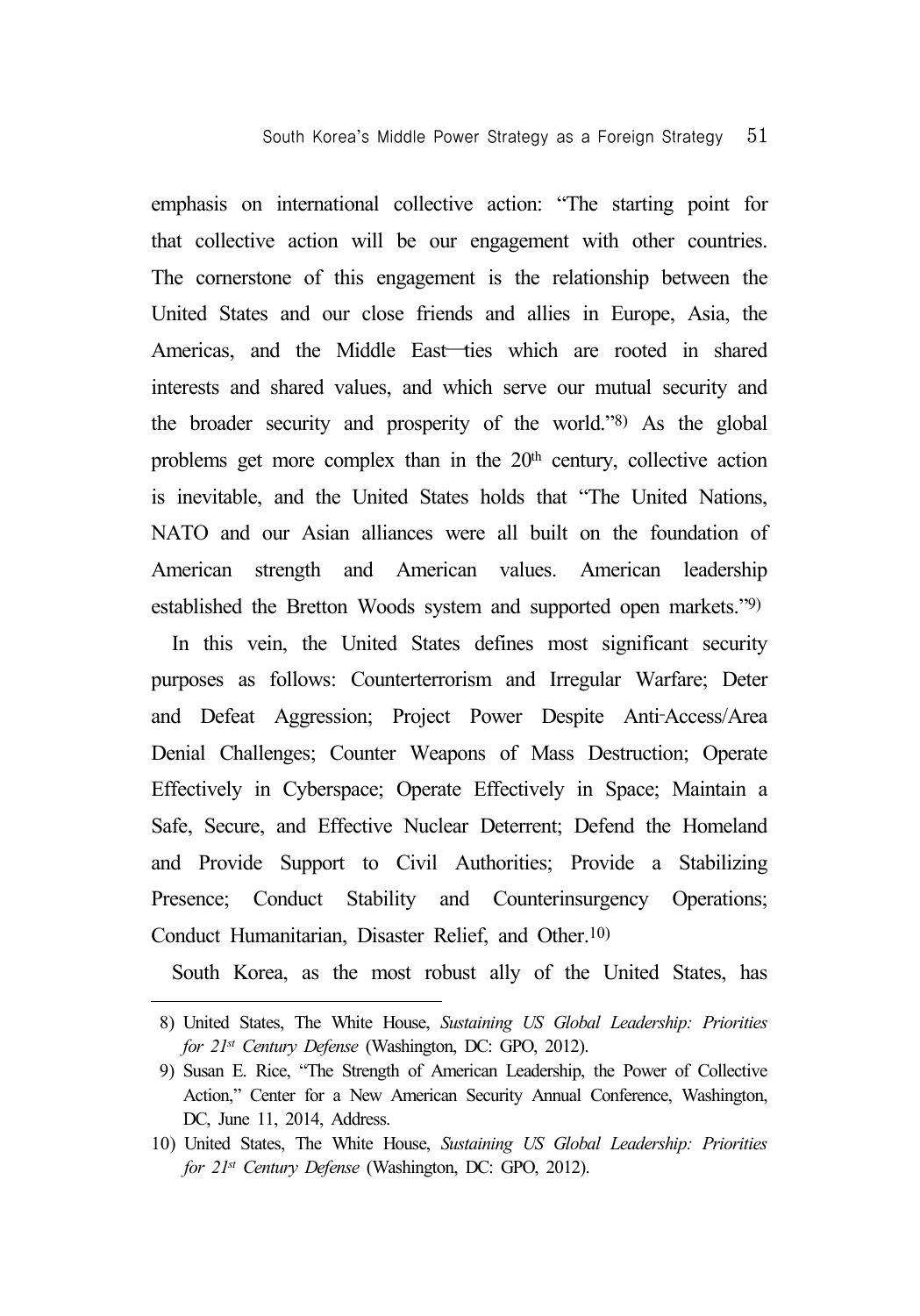emphasis on international collective action: “The starting point for that collective action will be our engagement with other countries. The cornerstone of this engagement is the relationship between the United States and our close friends and allies in Europe, Asia, the Americas, and the Middle East—ties which are rooted in shared interests and shared values, and which serve our mutual security and the broader security and prosperity of the world.”[8] As the global problems get more complex than in the 20th century, collective action is inevitable, and the United States holds that “The United Nations, NATO and our Asian alliances were all built on the foundation of American strength and American values. American leadership established the Bretton Woods system and supported open markets.”[9]

In this vein, the United States defines most significant security purposes as follows: Counterterrorism and Irregular Warfare; Deter and Defeat Aggression; Project Power Despite Anti-Access/Area Denial Challenges; Counter Weapons of Mass Destruction; Operate Effectively in Cyberspace; Operate Effectively in Space; Maintain a Safe, Secure, and Effective Nuclear Deterrent; Defend the Homeland and Provide Support to Civil Authorities; Provide a Stabilizing Presence; Conduct Stability and Counterinsurgency Operations; Conduct Humanitarian, Disaster Relief, and Other.[10]

South Korea, as the most robust ally of the United States, has

---

8) United States, The White House, *Sustaining US Global Leadership: Priorities for 21st Century Defense* (Washington, DC: GPO, 2012).

9) Susan E. Rice, “The Strength of American Leadership, the Power of Collective Action,” Center for a New American Security Annual Conference, Washington, DC, June 11, 2014, Address.

10) United States, The White House, *Sustaining US Global Leadership: Priorities for 21st Century Defense* (Washington, DC: GPO, 2012).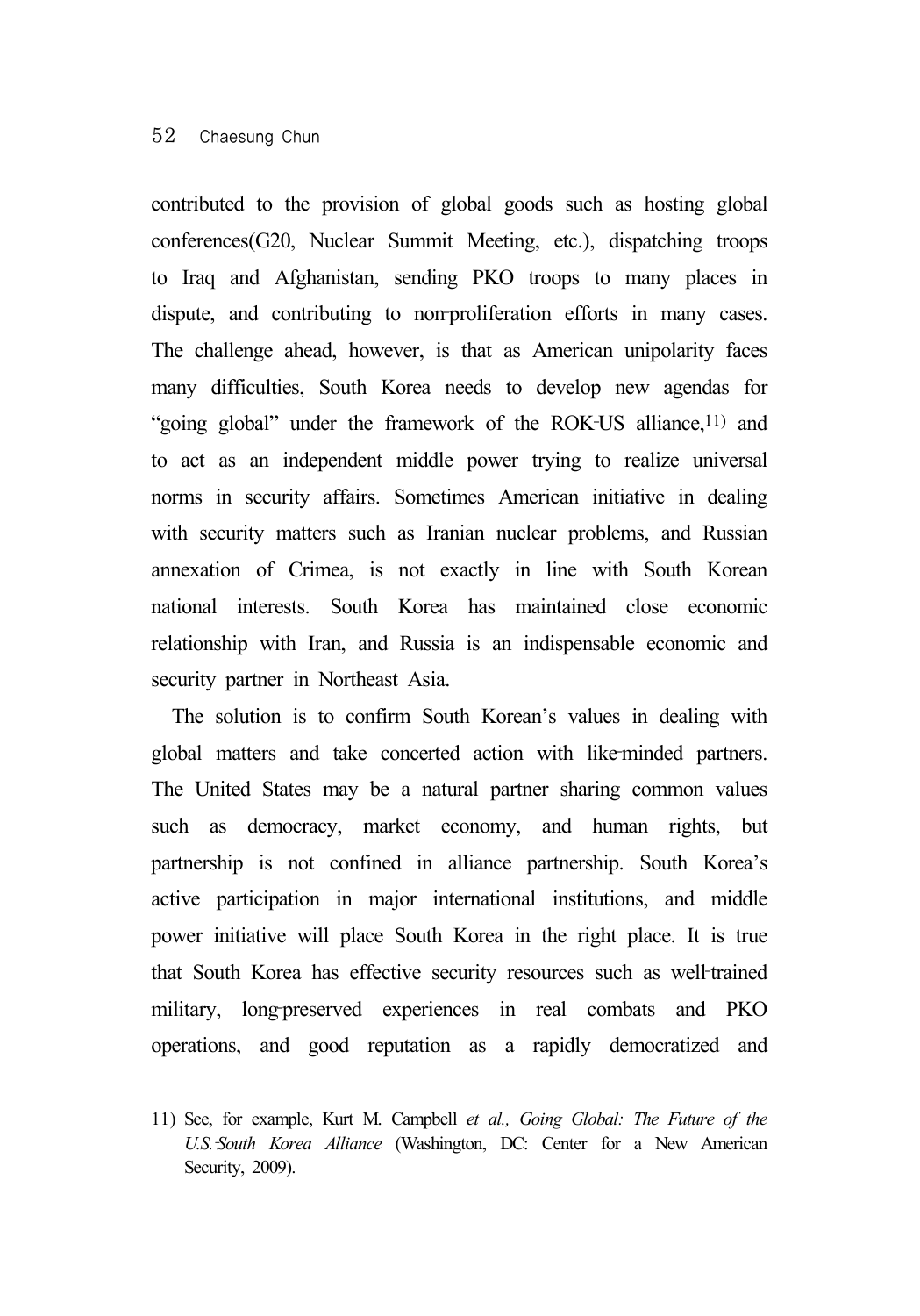contributed to the provision of global goods such as hosting global conferences(G20, Nuclear Summit Meeting, etc.), dispatching troops to Iraq and Afghanistan, sending PKO troops to many places in dispute, and contributing to non-proliferation efforts in many cases. The challenge ahead, however, is that as American unipolarity faces many difficulties, South Korea needs to develop new agendas for "going global" under the framework of the ROK-US alliance,[11] and to act as an independent middle power trying to realize universal norms in security affairs. Sometimes American initiative in dealing with security matters such as Iranian nuclear problems, and Russian annexation of Crimea, is not exactly in line with South Korean national interests. South Korea has maintained close economic relationship with Iran, and Russia is an indispensable economic and security partner in Northeast Asia.

The solution is to confirm South Korean's values in dealing with global matters and take concerted action with like-minded partners. The United States may be a natural partner sharing common values such as democracy, market economy, and human rights, but partnership is not confined in alliance partnership. South Korea's active participation in major international institutions, and middle power initiative will place South Korea in the right place. It is true that South Korea has effective security resources such as well-trained military, long-preserved experiences in real combats and PKO operations, and good reputation as a rapidly democratized and

---

11) See, for example, Kurt M. Campbell *et al., Going Global: The Future of the U.S.-South Korea Alliance* (Washington, DC: Center for a New American Security, 2009).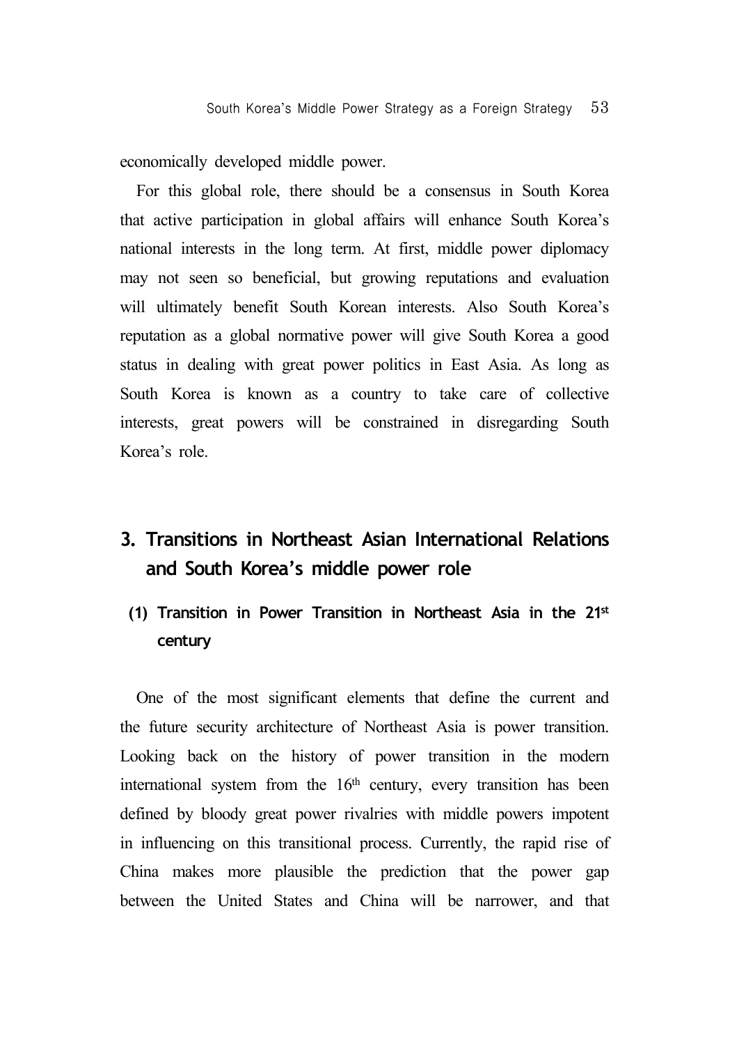economically developed middle power.

For this global role, there should be a consensus in South Korea that active participation in global affairs will enhance South Korea's national interests in the long term. At first, middle power diplomacy may not seen so beneficial, but growing reputations and evaluation will ultimately benefit South Korean interests. Also South Korea's reputation as a global normative power will give South Korea a good status in dealing with great power politics in East Asia. As long as South Korea is known as a country to take care of collective interests, great powers will be constrained in disregarding South Korea's role.

## 3. Transitions in Northeast Asian International Relations and South Korea's middle power role

### (1) Transition in Power Transition in Northeast Asia in the 21st century

One of the most significant elements that define the current and the future security architecture of Northeast Asia is power transition. Looking back on the history of power transition in the modern international system from the 16th century, every transition has been defined by bloody great power rivalries with middle powers impotent in influencing on this transitional process. Currently, the rapid rise of China makes more plausible the prediction that the power gap between the United States and China will be narrower, and that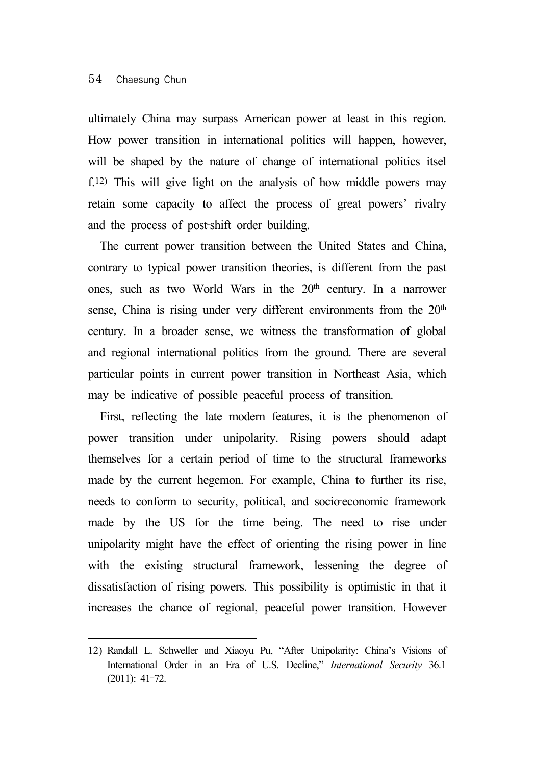ultimately China may surpass American power at least in this region. How power transition in international politics will happen, however, will be shaped by the nature of change of international politics itself.[12] This will give light on the analysis of how middle powers may retain some capacity to affect the process of great powers' rivalry and the process of post-shift order building.

The current power transition between the United States and China, contrary to typical power transition theories, is different from the past ones, such as two World Wars in the 20th century. In a narrower sense, China is rising under very different environments from the 20th century. In a broader sense, we witness the transformation of global and regional international politics from the ground. There are several particular points in current power transition in Northeast Asia, which may be indicative of possible peaceful process of transition.

First, reflecting the late modern features, it is the phenomenon of power transition under unipolarity. Rising powers should adapt themselves for a certain period of time to the structural frameworks made by the current hegemon. For example, China to further its rise, needs to conform to security, political, and socio-economic framework made by the US for the time being. The need to rise under unipolarity might have the effect of orienting the rising power in line with the existing structural framework, lessening the degree of dissatisfaction of rising powers. This possibility is optimistic in that it increases the chance of regional, peaceful power transition. However

---

12) Randall L. Schweller and Xiaoyu Pu, "After Unipolarity: China's Visions of International Order in an Era of U.S. Decline," *International Security* 36.1 (2011): 41-72.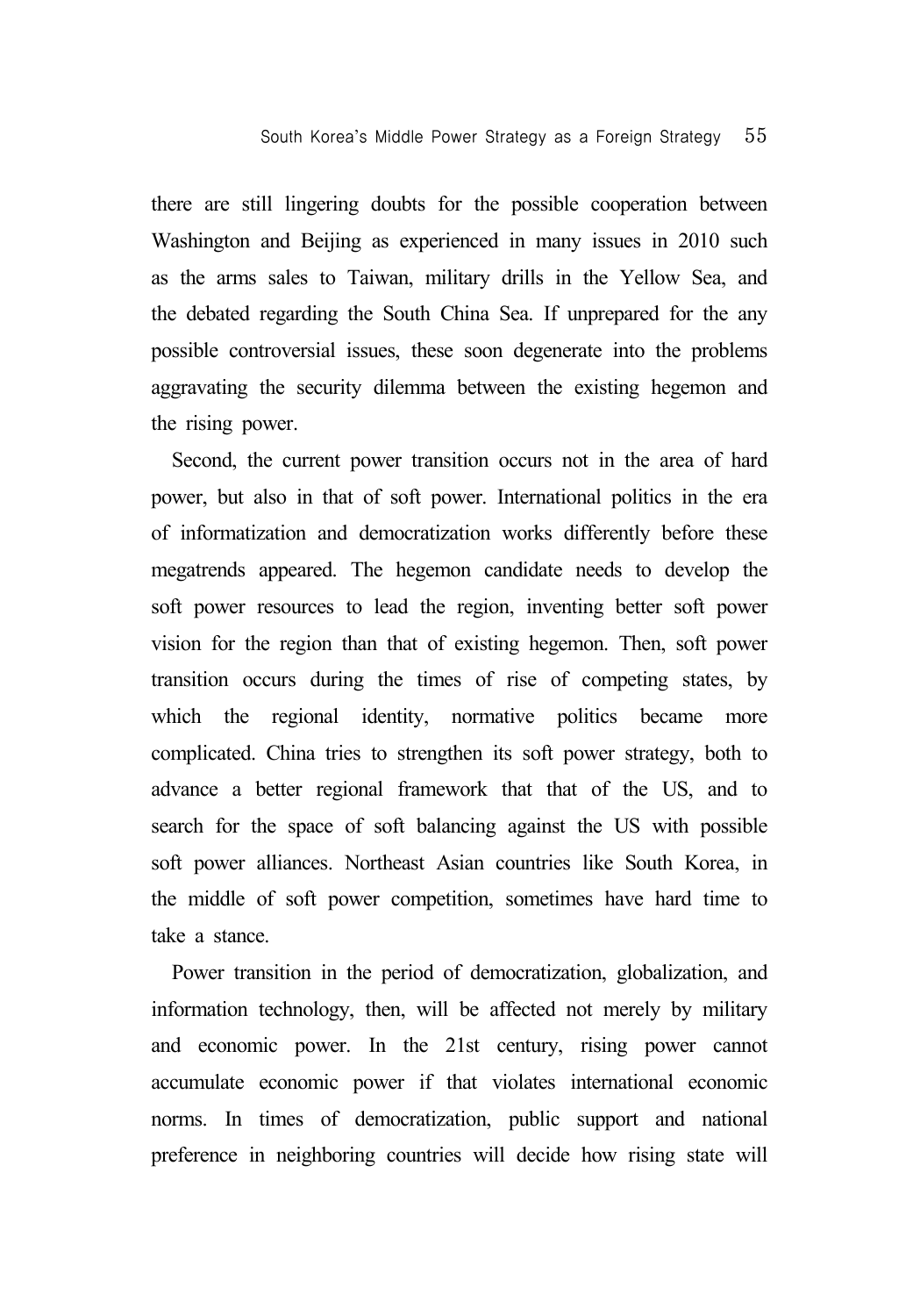there are still lingering doubts for the possible cooperation between Washington and Beijing as experienced in many issues in 2010 such as the arms sales to Taiwan, military drills in the Yellow Sea, and the debated regarding the South China Sea. If unprepared for the any possible controversial issues, these soon degenerate into the problems aggravating the security dilemma between the existing hegemon and the rising power.

Second, the current power transition occurs not in the area of hard power, but also in that of soft power. International politics in the era of informatization and democratization works differently before these megatrends appeared. The hegemon candidate needs to develop the soft power resources to lead the region, inventing better soft power vision for the region than that of existing hegemon. Then, soft power transition occurs during the times of rise of competing states, by which the regional identity, normative politics became more complicated. China tries to strengthen its soft power strategy, both to advance a better regional framework that that of the US, and to search for the space of soft balancing against the US with possible soft power alliances. Northeast Asian countries like South Korea, in the middle of soft power competition, sometimes have hard time to take a stance.

Power transition in the period of democratization, globalization, and information technology, then, will be affected not merely by military and economic power. In the 21st century, rising power cannot accumulate economic power if that violates international economic norms. In times of democratization, public support and national preference in neighboring countries will decide how rising state will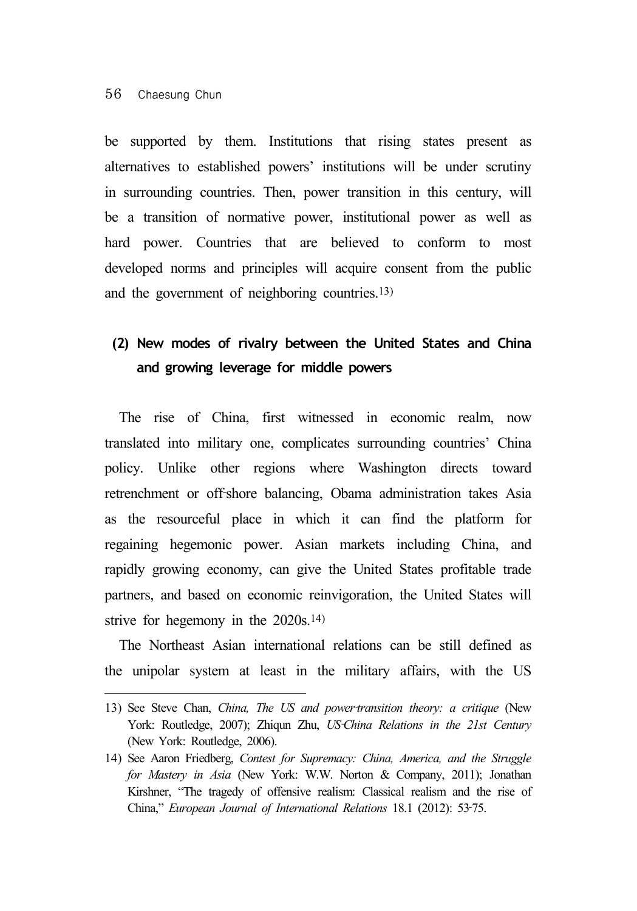be supported by them. Institutions that rising states present as alternatives to established powers' institutions will be under scrutiny in surrounding countries. Then, power transition in this century, will be a transition of normative power, institutional power as well as hard power. Countries that are believed to conform to most developed norms and principles will acquire consent from the public and the government of neighboring countries.[13]

### (2) New modes of rivalry between the United States and China and growing leverage for middle powers

The rise of China, first witnessed in economic realm, now translated into military one, complicates surrounding countries' China policy. Unlike other regions where Washington directs toward retrenchment or off-shore balancing, Obama administration takes Asia as the resourceful place in which it can find the platform for regaining hegemonic power. Asian markets including China, and rapidly growing economy, can give the United States profitable trade partners, and based on economic reinvigoration, the United States will strive for hegemony in the 2020s.[14]

The Northeast Asian international relations can be still defined as the unipolar system at least in the military affairs, with the US

---

13) See Steve Chan, *China, The US and power-transition theory: a critique* (New York: Routledge, 2007); Zhiqun Zhu, *US-China Relations in the 21st Century* (New York: Routledge, 2006).

14) See Aaron Friedberg, *Contest for Supremacy: China, America, and the Struggle for Mastery in Asia* (New York: W.W. Norton & Company, 2011); Jonathan Kirshner, "The tragedy of offensive realism: Classical realism and the rise of China," *European Journal of International Relations* 18.1 (2012): 53-75.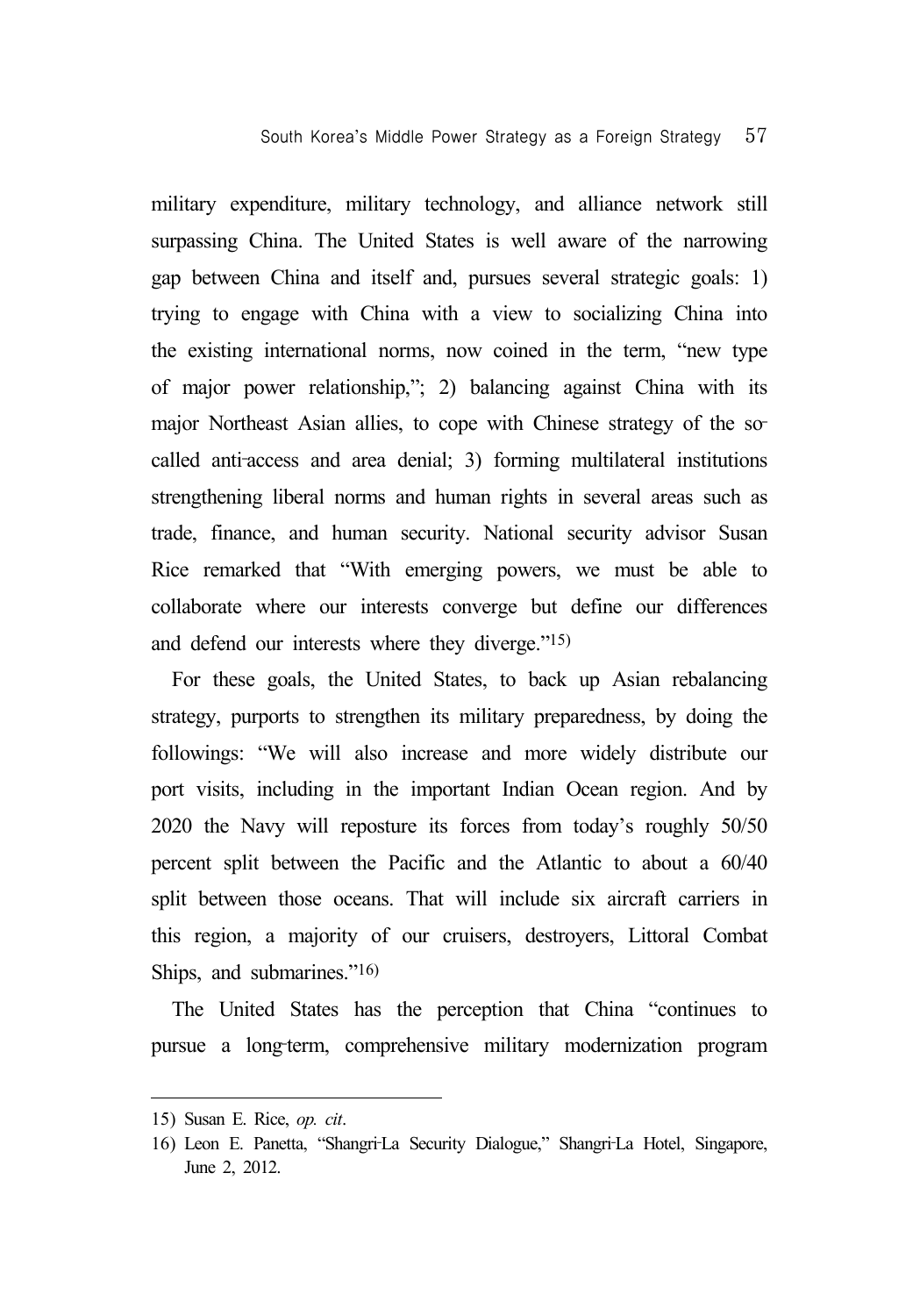military expenditure, military technology, and alliance network still surpassing China. The United States is well aware of the narrowing gap between China and itself and, pursues several strategic goals: 1) trying to engage with China with a view to socializing China into the existing international norms, now coined in the term, "new type of major power relationship,"; 2) balancing against China with its major Northeast Asian allies, to cope with Chinese strategy of the so-called anti-access and area denial; 3) forming multilateral institutions strengthening liberal norms and human rights in several areas such as trade, finance, and human security. National security advisor Susan Rice remarked that "With emerging powers, we must be able to collaborate where our interests converge but define our differences and defend our interests where they diverge."[15)]

For these goals, the United States, to back up Asian rebalancing strategy, purports to strengthen its military preparedness, by doing the followings: "We will also increase and more widely distribute our port visits, including in the important Indian Ocean region. And by 2020 the Navy will reposture its forces from today's roughly 50/50 percent split between the Pacific and the Atlantic to about a 60/40 split between those oceans. That will include six aircraft carriers in this region, a majority of our cruisers, destroyers, Littoral Combat Ships, and submarines."[16)]

The United States has the perception that China "continues to pursue a long-term, comprehensive military modernization program

---

15) Susan E. Rice, *op. cit*.

16) Leon E. Panetta, "Shangri-La Security Dialogue," Shangri-La Hotel, Singapore, June 2, 2012.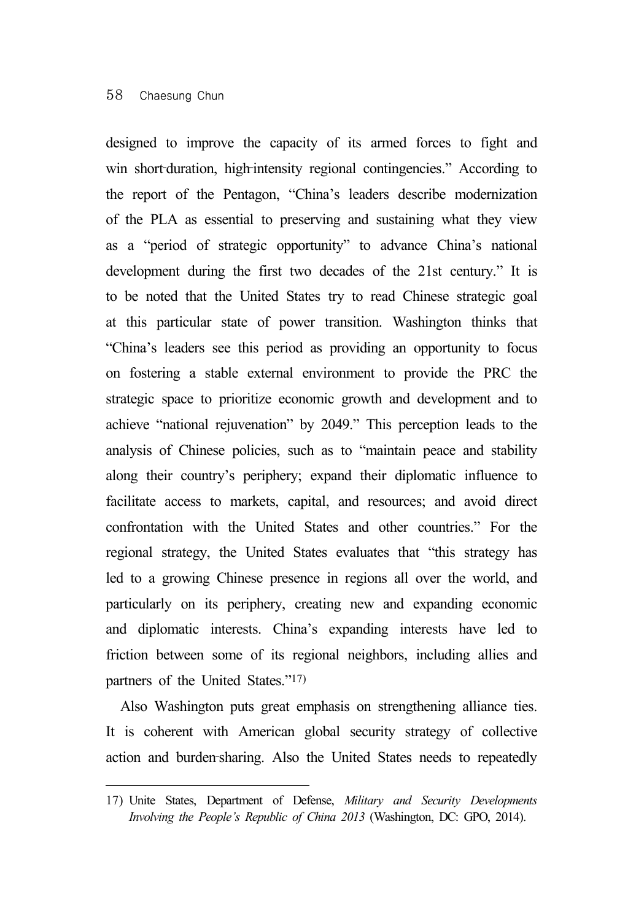designed to improve the capacity of its armed forces to fight and win short-duration, high-intensity regional contingencies." According to the report of the Pentagon, "China's leaders describe modernization of the PLA as essential to preserving and sustaining what they view as a "period of strategic opportunity" to advance China's national development during the first two decades of the 21st century." It is to be noted that the United States try to read Chinese strategic goal at this particular state of power transition. Washington thinks that "China's leaders see this period as providing an opportunity to focus on fostering a stable external environment to provide the PRC the strategic space to prioritize economic growth and development and to achieve "national rejuvenation" by 2049." This perception leads to the analysis of Chinese policies, such as to "maintain peace and stability along their country's periphery; expand their diplomatic influence to facilitate access to markets, capital, and resources; and avoid direct confrontation with the United States and other countries." For the regional strategy, the United States evaluates that "this strategy has led to a growing Chinese presence in regions all over the world, and particularly on its periphery, creating new and expanding economic and diplomatic interests. China's expanding interests have led to friction between some of its regional neighbors, including allies and partners of the United States."[17]

Also Washington puts great emphasis on strengthening alliance ties. It is coherent with American global security strategy of collective action and burden-sharing. Also the United States needs to repeatedly

---

17) Unite States, Department of Defense, *Military and Security Developments Involving the People's Republic of China 2013* (Washington, DC: GPO, 2014).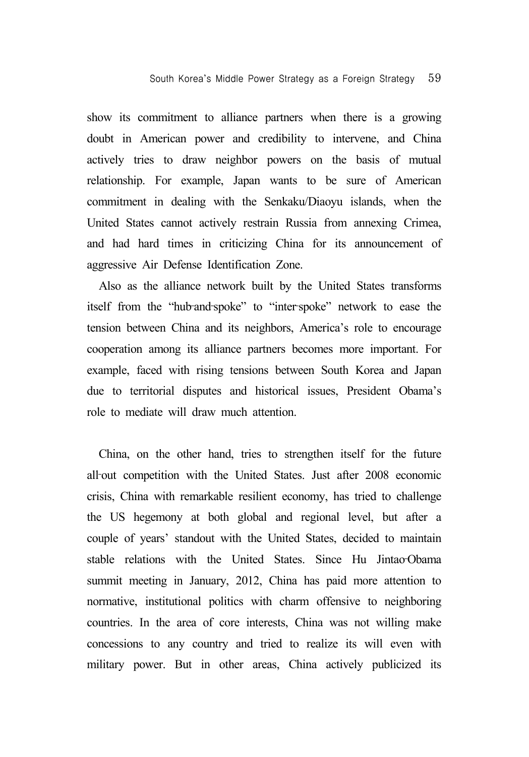show its commitment to alliance partners when there is a growing doubt in American power and credibility to intervene, and China actively tries to draw neighbor powers on the basis of mutual relationship. For example, Japan wants to be sure of American commitment in dealing with the Senkaku/Diaoyu islands, when the United States cannot actively restrain Russia from annexing Crimea, and had hard times in criticizing China for its announcement of aggressive Air Defense Identification Zone.

Also as the alliance network built by the United States transforms itself from the "hub-and-spoke" to "inter-spoke" network to ease the tension between China and its neighbors, America's role to encourage cooperation among its alliance partners becomes more important. For example, faced with rising tensions between South Korea and Japan due to territorial disputes and historical issues, President Obama's role to mediate will draw much attention.

China, on the other hand, tries to strengthen itself for the future all-out competition with the United States. Just after 2008 economic crisis, China with remarkable resilient economy, has tried to challenge the US hegemony at both global and regional level, but after a couple of years' standout with the United States, decided to maintain stable relations with the United States. Since Hu Jintao-Obama summit meeting in January, 2012, China has paid more attention to normative, institutional politics with charm offensive to neighboring countries. In the area of core interests, China was not willing make concessions to any country and tried to realize its will even with military power. But in other areas, China actively publicized its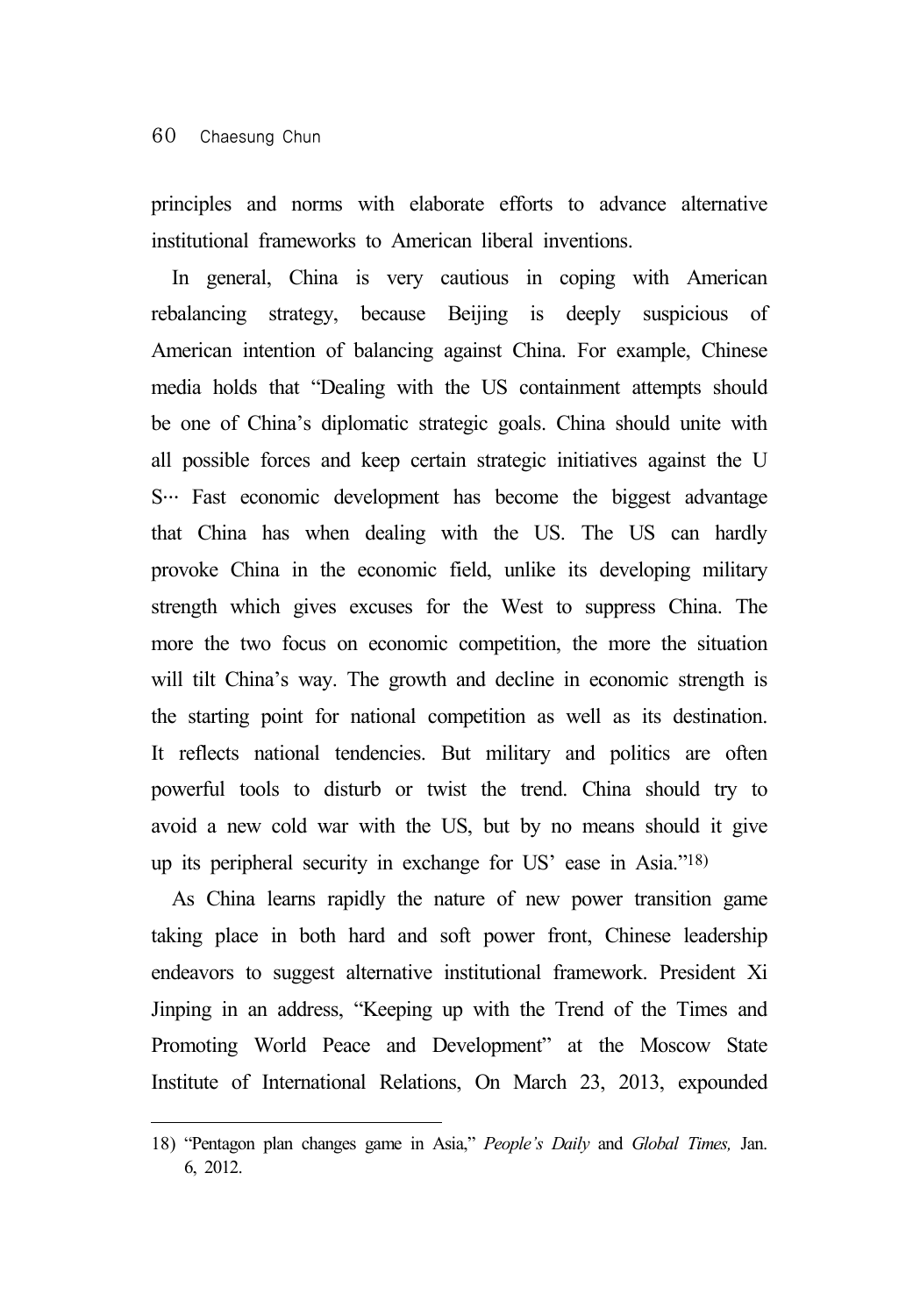principles and norms with elaborate efforts to advance alternative institutional frameworks to American liberal inventions.

In general, China is very cautious in coping with American rebalancing strategy, because Beijing is deeply suspicious of American intention of balancing against China. For example, Chinese media holds that "Dealing with the US containment attempts should be one of China's diplomatic strategic goals. China should unite with all possible forces and keep certain strategic initiatives against the U S··· Fast economic development has become the biggest advantage that China has when dealing with the US. The US can hardly provoke China in the economic field, unlike its developing military strength which gives excuses for the West to suppress China. The more the two focus on economic competition, the more the situation will tilt China's way. The growth and decline in economic strength is the starting point for national competition as well as its destination. It reflects national tendencies. But military and politics are often powerful tools to disturb or twist the trend. China should try to avoid a new cold war with the US, but by no means should it give up its peripheral security in exchange for US' ease in Asia."[18)]

As China learns rapidly the nature of new power transition game taking place in both hard and soft power front, Chinese leadership endeavors to suggest alternative institutional framework. President Xi Jinping in an address, "Keeping up with the Trend of the Times and Promoting World Peace and Development" at the Moscow State Institute of International Relations, On March 23, 2013, expounded

---

18) "Pentagon plan changes game in Asia," *People's Daily* and *Global Times,* Jan. 6, 2012.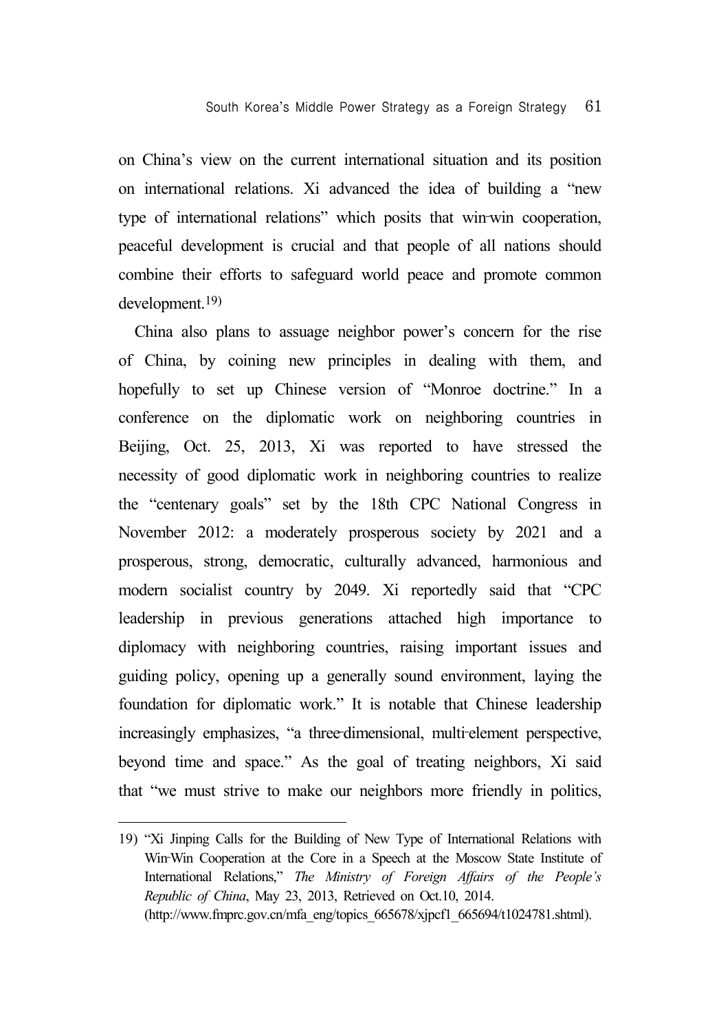on China's view on the current international situation and its position on international relations. Xi advanced the idea of building a "new type of international relations" which posits that win-win cooperation, peaceful development is crucial and that people of all nations should combine their efforts to safeguard world peace and promote common development.[19)]

China also plans to assuage neighbor power's concern for the rise of China, by coining new principles in dealing with them, and hopefully to set up Chinese version of "Monroe doctrine." In a conference on the diplomatic work on neighboring countries in Beijing, Oct. 25, 2013, Xi was reported to have stressed the necessity of good diplomatic work in neighboring countries to realize the "centenary goals" set by the 18th CPC National Congress in November 2012: a moderately prosperous society by 2021 and a prosperous, strong, democratic, culturally advanced, harmonious and modern socialist country by 2049. Xi reportedly said that "CPC leadership in previous generations attached high importance to diplomacy with neighboring countries, raising important issues and guiding policy, opening up a generally sound environment, laying the foundation for diplomatic work." It is notable that Chinese leadership increasingly emphasizes, "a three-dimensional, multi-element perspective, beyond time and space." As the goal of treating neighbors, Xi said that "we must strive to make our neighbors more friendly in politics,

---

19) "Xi Jinping Calls for the Building of New Type of International Relations with Win-Win Cooperation at the Core in a Speech at the Moscow State Institute of International Relations," *The Ministry of Foreign Affairs of the People's Republic of China*, May 23, 2013, Retrieved on Oct.10, 2014. (http://www.fmprc.gov.cn/mfa_eng/topics_665678/xjpcf1_665694/t1024781.shtml).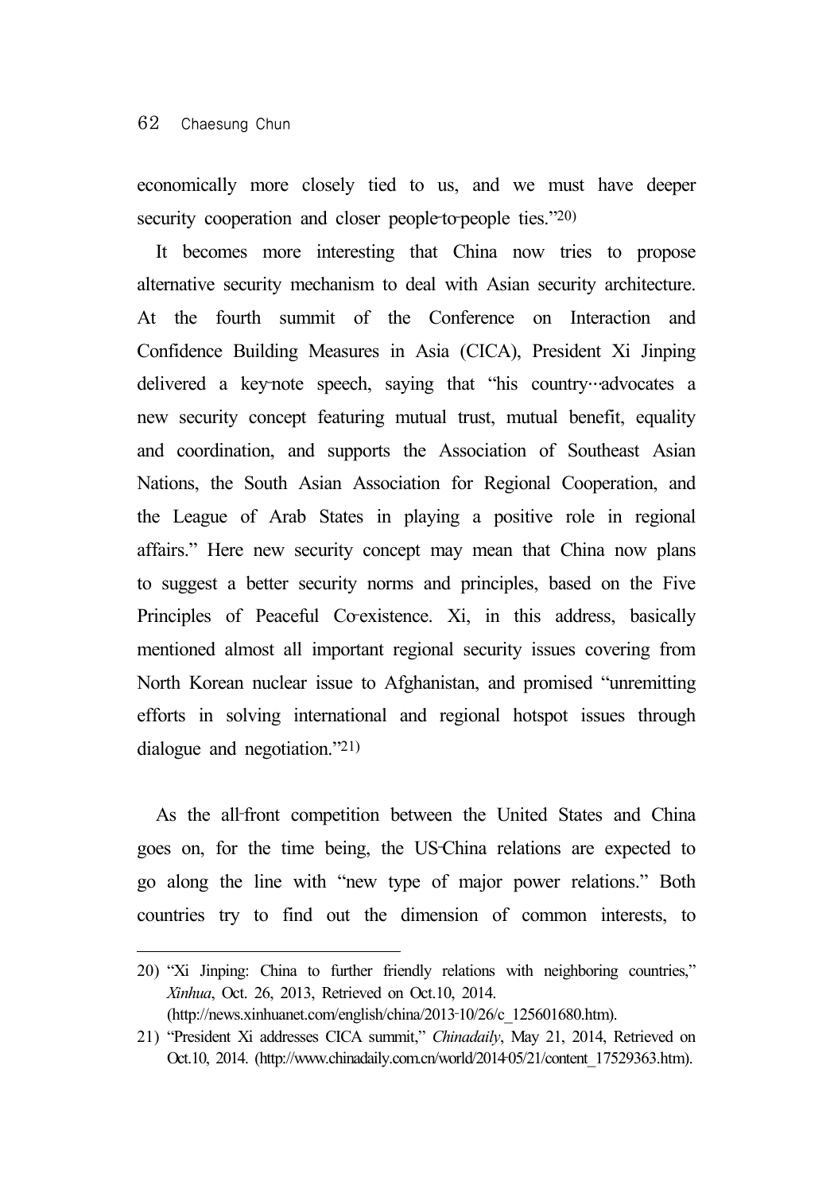economically more closely tied to us, and we must have deeper security cooperation and closer people-to-people ties."[20]

It becomes more interesting that China now tries to propose alternative security mechanism to deal with Asian security architecture. At the fourth summit of the Conference on Interaction and Confidence Building Measures in Asia (CICA), President Xi Jinping delivered a key-note speech, saying that "his country…advocates a new security concept featuring mutual trust, mutual benefit, equality and coordination, and supports the Association of Southeast Asian Nations, the South Asian Association for Regional Cooperation, and the League of Arab States in playing a positive role in regional affairs." Here new security concept may mean that China now plans to suggest a better security norms and principles, based on the Five Principles of Peaceful Co-existence. Xi, in this address, basically mentioned almost all important regional security issues covering from North Korean nuclear issue to Afghanistan, and promised "unremitting efforts in solving international and regional hotspot issues through dialogue and negotiation."[21]

As the all-front competition between the United States and China goes on, for the time being, the US-China relations are expected to go along the line with "new type of major power relations." Both countries try to find out the dimension of common interests, to

---

20) "Xi Jinping: China to further friendly relations with neighboring countries," *Xinhua*, Oct. 26, 2013, Retrieved on Oct.10, 2014. (http://news.xinhuanet.com/english/china/2013-10/26/c_125601680.htm).

21) "President Xi addresses CICA summit," *Chinadaily*, May 21, 2014, Retrieved on Oct.10, 2014. (http://www.chinadaily.com.cn/world/2014-05/21/content_17529363.htm).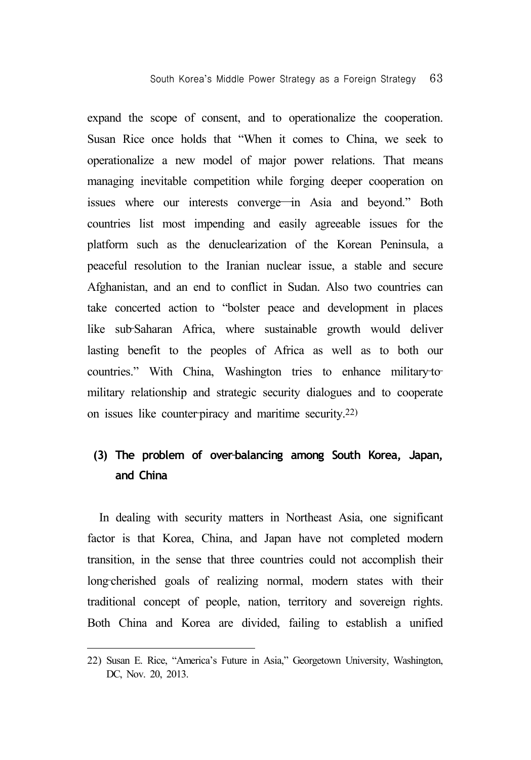expand the scope of consent, and to operationalize the cooperation. Susan Rice once holds that "When it comes to China, we seek to operationalize a new model of major power relations. That means managing inevitable competition while forging deeper cooperation on issues where our interests converge—in Asia and beyond." Both countries list most impending and easily agreeable issues for the platform such as the denuclearization of the Korean Peninsula, a peaceful resolution to the Iranian nuclear issue, a stable and secure Afghanistan, and an end to conflict in Sudan. Also two countries can take concerted action to "bolster peace and development in places like sub-Saharan Africa, where sustainable growth would deliver lasting benefit to the peoples of Africa as well as to both our countries." With China, Washington tries to enhance military-to-military relationship and strategic security dialogues and to cooperate on issues like counter-piracy and maritime security.[22)]

### (3) The problem of over-balancing among South Korea, Japan, and China

In dealing with security matters in Northeast Asia, one significant factor is that Korea, China, and Japan have not completed modern transition, in the sense that three countries could not accomplish their long-cherished goals of realizing normal, modern states with their traditional concept of people, nation, territory and sovereign rights. Both China and Korea are divided, failing to establish a unified

---

22) Susan E. Rice, "America's Future in Asia," Georgetown University, Washington, DC, Nov. 20, 2013.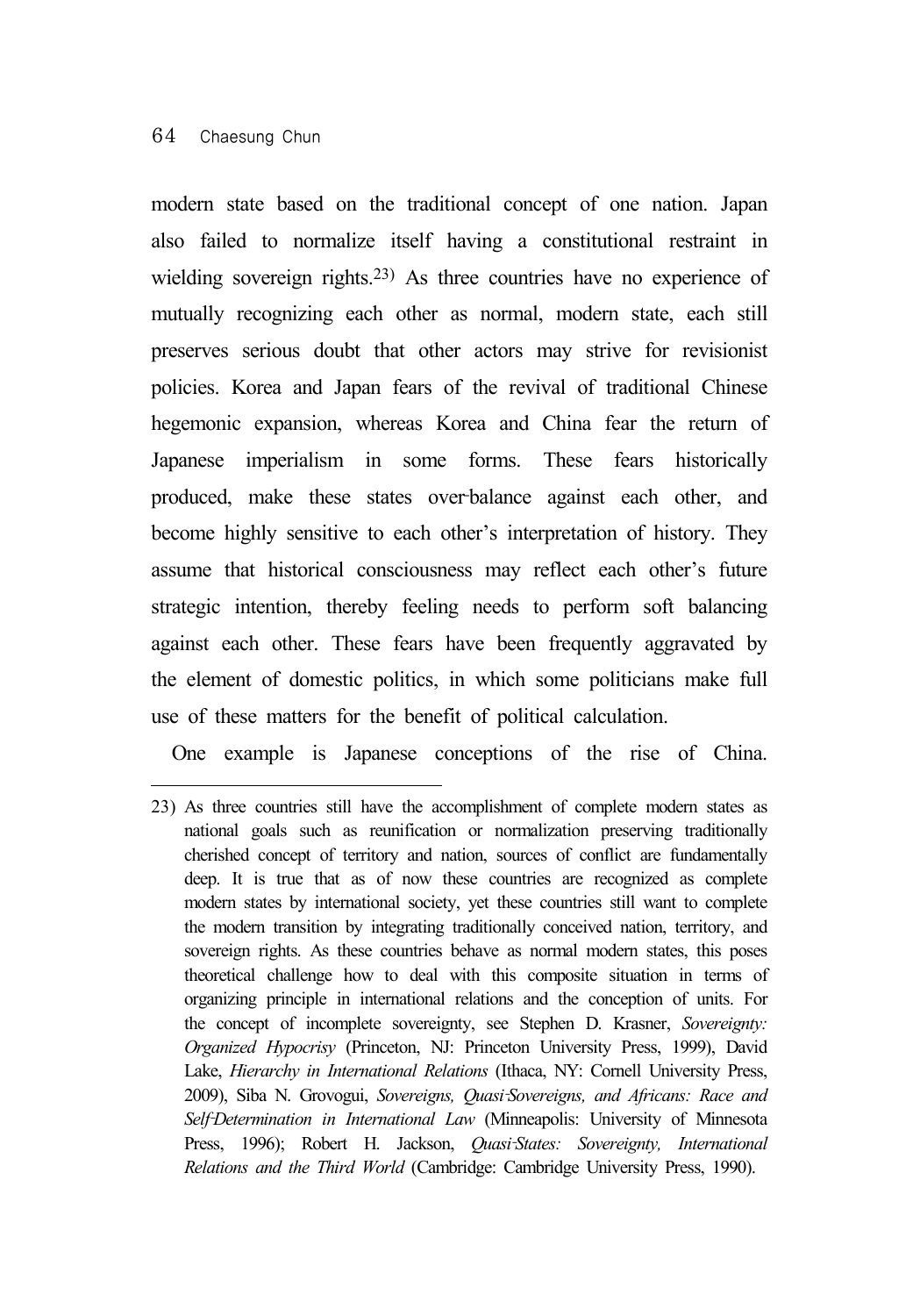modern state based on the traditional concept of one nation. Japan also failed to normalize itself having a constitutional restraint in wielding sovereign rights.[23] As three countries have no experience of mutually recognizing each other as normal, modern state, each still preserves serious doubt that other actors may strive for revisionist policies. Korea and Japan fears of the revival of traditional Chinese hegemonic expansion, whereas Korea and China fear the return of Japanese imperialism in some forms. These fears historically produced, make these states over-balance against each other, and become highly sensitive to each other's interpretation of history. They assume that historical consciousness may reflect each other's future strategic intention, thereby feeling needs to perform soft balancing against each other. These fears have been frequently aggravated by the element of domestic politics, in which some politicians make full use of these matters for the benefit of political calculation.

One example is Japanese conceptions of the rise of China.

---

23) As three countries still have the accomplishment of complete modern states as national goals such as reunification or normalization preserving traditionally cherished concept of territory and nation, sources of conflict are fundamentally deep. It is true that as of now these countries are recognized as complete modern states by international society, yet these countries still want to complete the modern transition by integrating traditionally conceived nation, territory, and sovereign rights. As these countries behave as normal modern states, this poses theoretical challenge how to deal with this composite situation in terms of organizing principle in international relations and the conception of units. For the concept of incomplete sovereignty, see Stephen D. Krasner, *Sovereignty: Organized Hypocrisy* (Princeton, NJ: Princeton University Press, 1999), David Lake, *Hierarchy in International Relations* (Ithaca, NY: Cornell University Press, 2009), Siba N. Grovogui, *Sovereigns, Quasi-Sovereigns, and Africans: Race and Self-Determination in International Law* (Minneapolis: University of Minnesota Press, 1996); Robert H. Jackson, *Quasi-States: Sovereignty, International Relations and the Third World* (Cambridge: Cambridge University Press, 1990).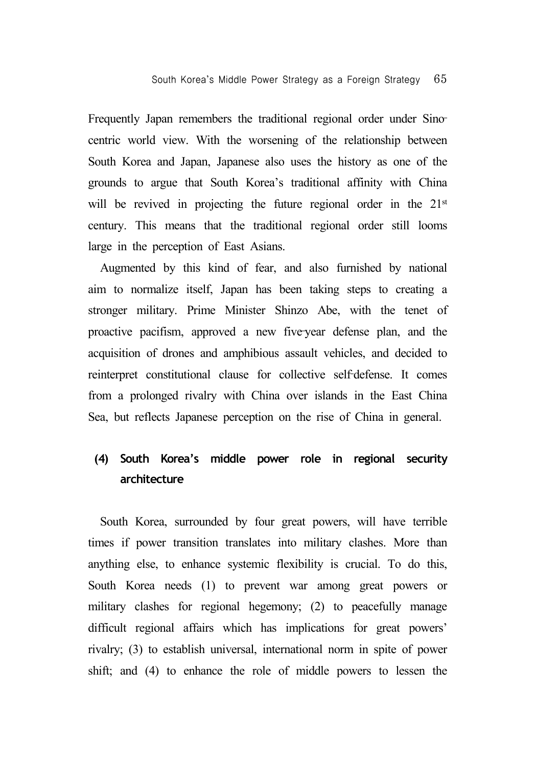Frequently Japan remembers the traditional regional order under Sino-centric world view. With the worsening of the relationship between South Korea and Japan, Japanese also uses the history as one of the grounds to argue that South Korea's traditional affinity with China will be revived in projecting the future regional order in the 21st century. This means that the traditional regional order still looms large in the perception of East Asians.

Augmented by this kind of fear, and also furnished by national aim to normalize itself, Japan has been taking steps to creating a stronger military. Prime Minister Shinzo Abe, with the tenet of proactive pacifism, approved a new five-year defense plan, and the acquisition of drones and amphibious assault vehicles, and decided to reinterpret constitutional clause for collective self-defense. It comes from a prolonged rivalry with China over islands in the East China Sea, but reflects Japanese perception on the rise of China in general.

### (4) South Korea's middle power role in regional security architecture

South Korea, surrounded by four great powers, will have terrible times if power transition translates into military clashes. More than anything else, to enhance systemic flexibility is crucial. To do this, South Korea needs (1) to prevent war among great powers or military clashes for regional hegemony; (2) to peacefully manage difficult regional affairs which has implications for great powers' rivalry; (3) to establish universal, international norm in spite of power shift; and (4) to enhance the role of middle powers to lessen the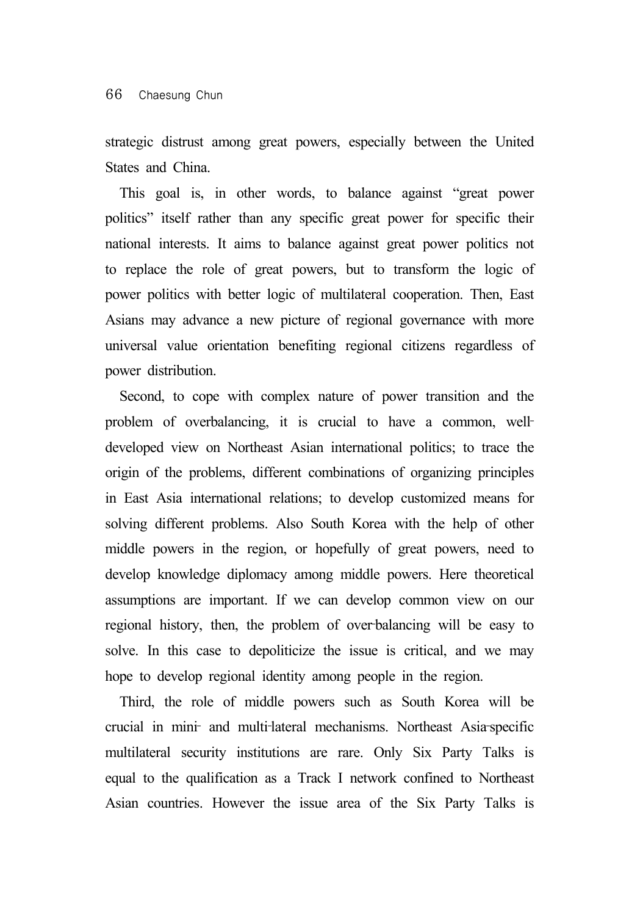strategic distrust among great powers, especially between the United States and China.

This goal is, in other words, to balance against "great power politics" itself rather than any specific great power for specific their national interests. It aims to balance against great power politics not to replace the role of great powers, but to transform the logic of power politics with better logic of multilateral cooperation. Then, East Asians may advance a new picture of regional governance with more universal value orientation benefiting regional citizens regardless of power distribution.

Second, to cope with complex nature of power transition and the problem of overbalancing, it is crucial to have a common, well-developed view on Northeast Asian international politics; to trace the origin of the problems, different combinations of organizing principles in East Asia international relations; to develop customized means for solving different problems. Also South Korea with the help of other middle powers in the region, or hopefully of great powers, need to develop knowledge diplomacy among middle powers. Here theoretical assumptions are important. If we can develop common view on our regional history, then, the problem of over-balancing will be easy to solve. In this case to depoliticize the issue is critical, and we may hope to develop regional identity among people in the region.

Third, the role of middle powers such as South Korea will be crucial in mini- and multi-lateral mechanisms. Northeast Asia-specific multilateral security institutions are rare. Only Six Party Talks is equal to the qualification as a Track I network confined to Northeast Asian countries. However the issue area of the Six Party Talks is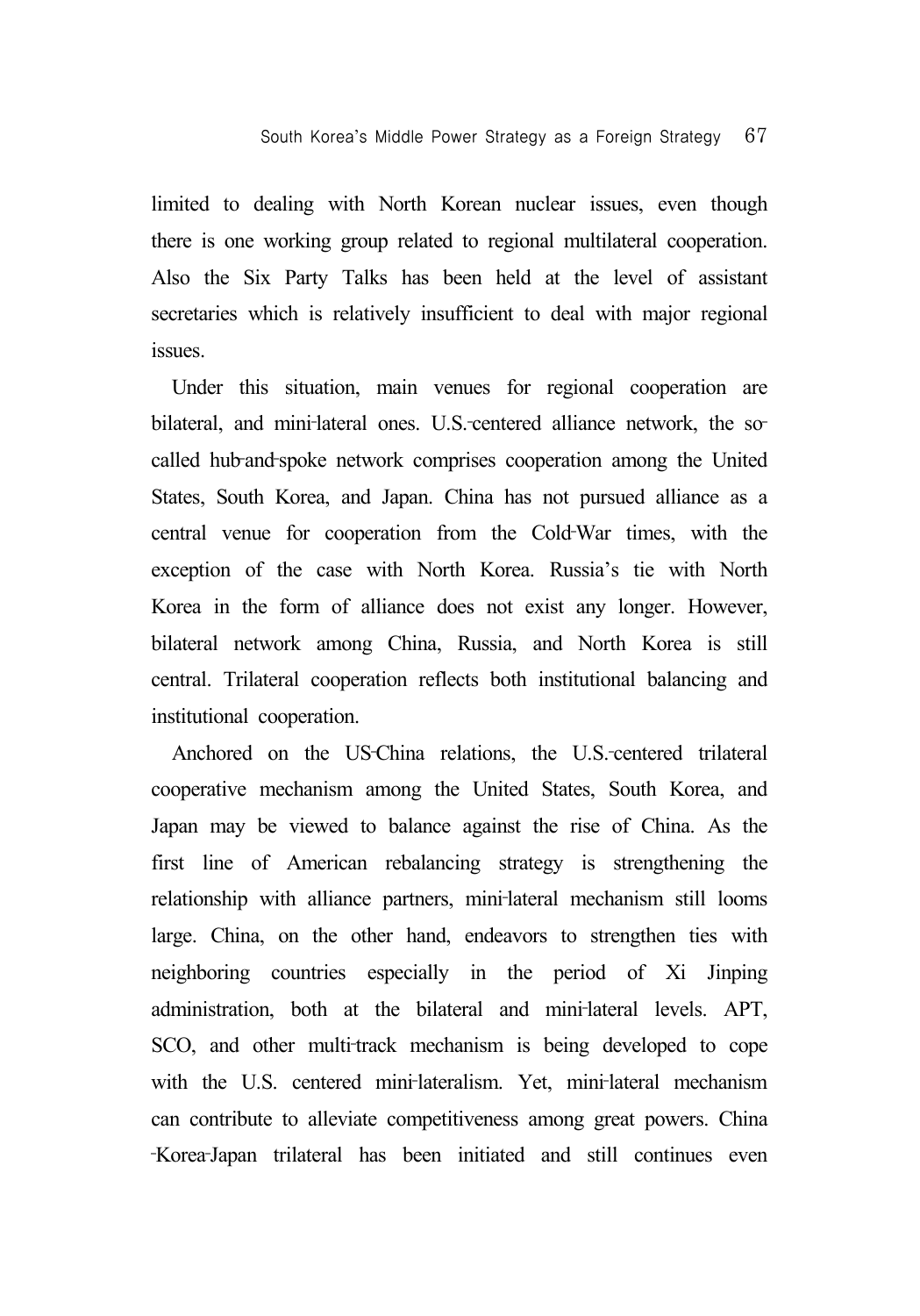limited to dealing with North Korean nuclear issues, even though there is one working group related to regional multilateral cooperation. Also the Six Party Talks has been held at the level of assistant secretaries which is relatively insufficient to deal with major regional issues.

Under this situation, main venues for regional cooperation are bilateral, and mini-lateral ones. U.S.-centered alliance network, the so-called hub-and-spoke network comprises cooperation among the United States, South Korea, and Japan. China has not pursued alliance as a central venue for cooperation from the Cold-War times, with the exception of the case with North Korea. Russia's tie with North Korea in the form of alliance does not exist any longer. However, bilateral network among China, Russia, and North Korea is still central. Trilateral cooperation reflects both institutional balancing and institutional cooperation.

Anchored on the US-China relations, the U.S.-centered trilateral cooperative mechanism among the United States, South Korea, and Japan may be viewed to balance against the rise of China. As the first line of American rebalancing strategy is strengthening the relationship with alliance partners, mini-lateral mechanism still looms large. China, on the other hand, endeavors to strengthen ties with neighboring countries especially in the period of Xi Jinping administration, both at the bilateral and mini-lateral levels. APT, SCO, and other multi-track mechanism is being developed to cope with the U.S. centered mini-lateralism. Yet, mini-lateral mechanism can contribute to alleviate competitiveness among great powers. China-Korea-Japan trilateral has been initiated and still continues even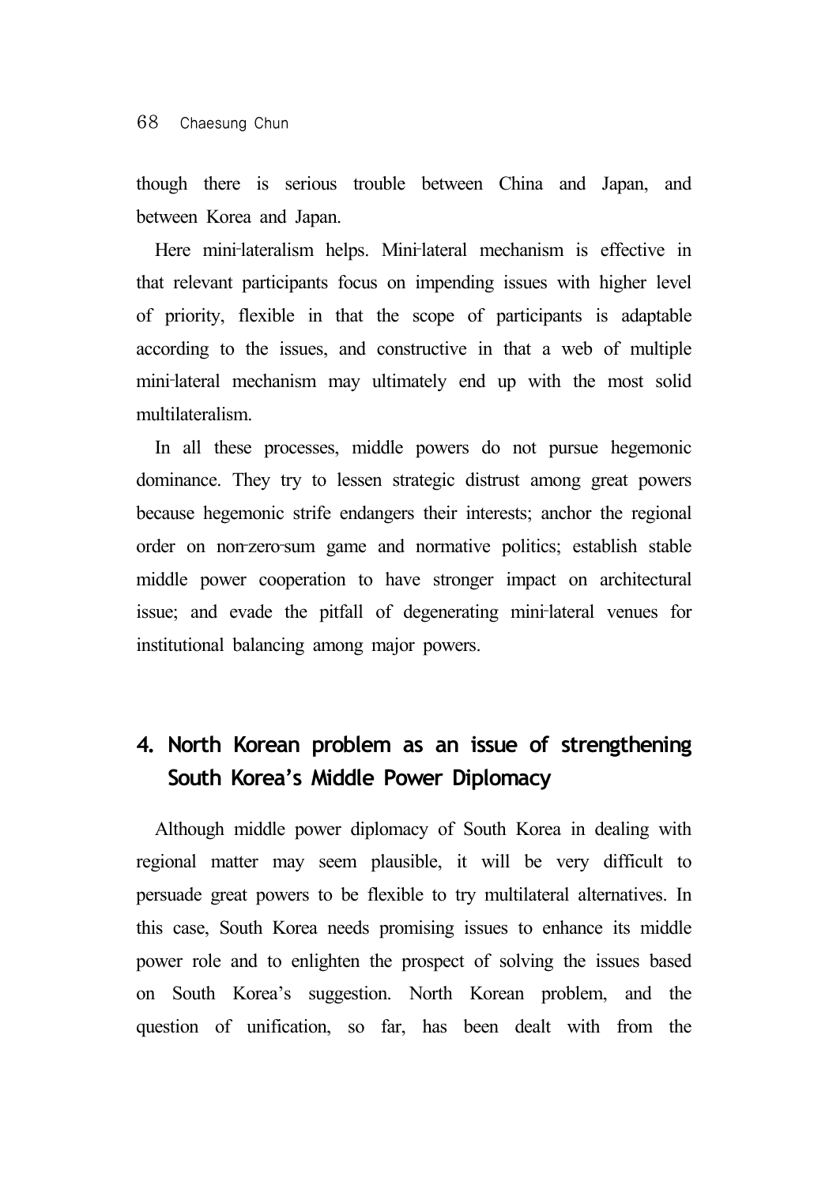though there is serious trouble between China and Japan, and between Korea and Japan.

Here mini-lateralism helps. Mini-lateral mechanism is effective in that relevant participants focus on impending issues with higher level of priority, flexible in that the scope of participants is adaptable according to the issues, and constructive in that a web of multiple mini-lateral mechanism may ultimately end up with the most solid multilateralism.

In all these processes, middle powers do not pursue hegemonic dominance. They try to lessen strategic distrust among great powers because hegemonic strife endangers their interests; anchor the regional order on non-zero-sum game and normative politics; establish stable middle power cooperation to have stronger impact on architectural issue; and evade the pitfall of degenerating mini-lateral venues for institutional balancing among major powers.

## 4. North Korean problem as an issue of strengthening South Korea's Middle Power Diplomacy

Although middle power diplomacy of South Korea in dealing with regional matter may seem plausible, it will be very difficult to persuade great powers to be flexible to try multilateral alternatives. In this case, South Korea needs promising issues to enhance its middle power role and to enlighten the prospect of solving the issues based on South Korea's suggestion. North Korean problem, and the question of unification, so far, has been dealt with from the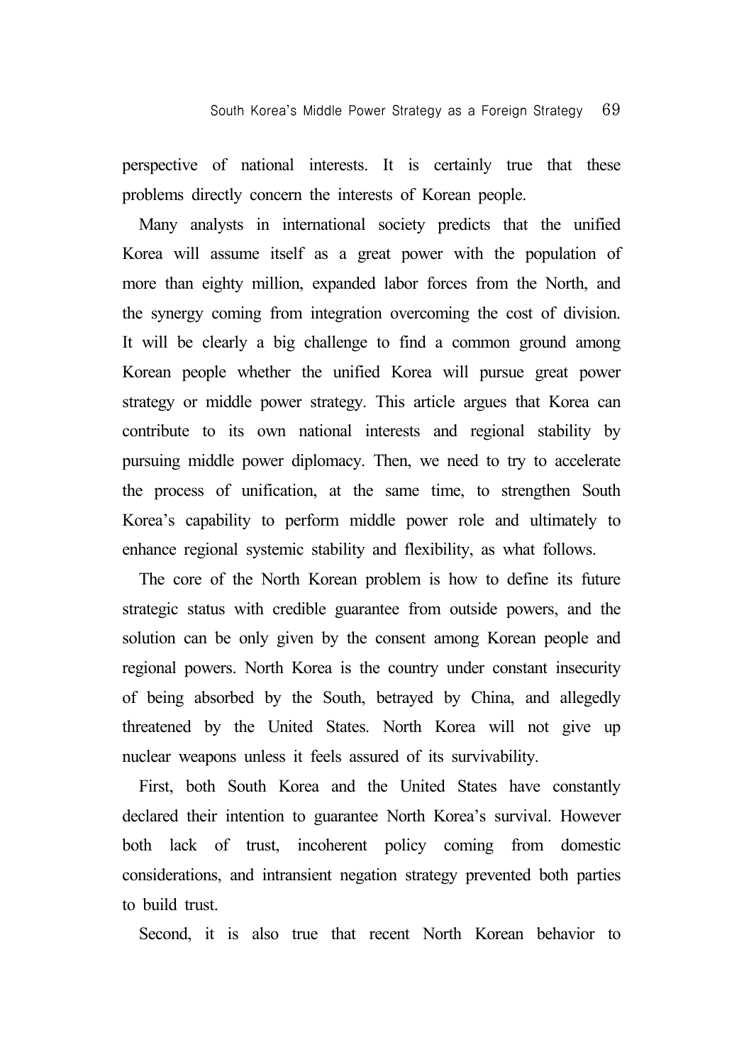perspective of national interests. It is certainly true that these problems directly concern the interests of Korean people.

Many analysts in international society predicts that the unified Korea will assume itself as a great power with the population of more than eighty million, expanded labor forces from the North, and the synergy coming from integration overcoming the cost of division. It will be clearly a big challenge to find a common ground among Korean people whether the unified Korea will pursue great power strategy or middle power strategy. This article argues that Korea can contribute to its own national interests and regional stability by pursuing middle power diplomacy. Then, we need to try to accelerate the process of unification, at the same time, to strengthen South Korea's capability to perform middle power role and ultimately to enhance regional systemic stability and flexibility, as what follows.

The core of the North Korean problem is how to define its future strategic status with credible guarantee from outside powers, and the solution can be only given by the consent among Korean people and regional powers. North Korea is the country under constant insecurity of being absorbed by the South, betrayed by China, and allegedly threatened by the United States. North Korea will not give up nuclear weapons unless it feels assured of its survivability.

First, both South Korea and the United States have constantly declared their intention to guarantee North Korea's survival. However both lack of trust, incoherent policy coming from domestic considerations, and intransient negation strategy prevented both parties to build trust.

Second, it is also true that recent North Korean behavior to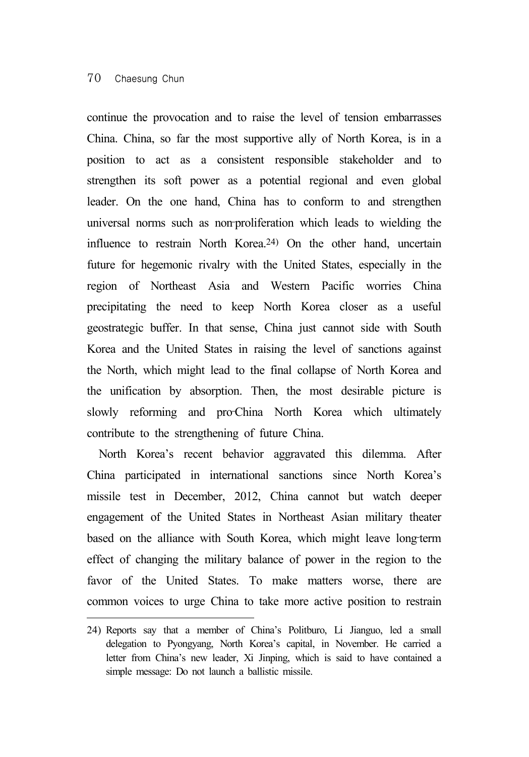continue the provocation and to raise the level of tension embarrasses China. China, so far the most supportive ally of North Korea, is in a position to act as a consistent responsible stakeholder and to strengthen its soft power as a potential regional and even global leader. On the one hand, China has to conform to and strengthen universal norms such as non-proliferation which leads to wielding the influence to restrain North Korea.[24] On the other hand, uncertain future for hegemonic rivalry with the United States, especially in the region of Northeast Asia and Western Pacific worries China precipitating the need to keep North Korea closer as a useful geostrategic buffer. In that sense, China just cannot side with South Korea and the United States in raising the level of sanctions against the North, which might lead to the final collapse of North Korea and the unification by absorption. Then, the most desirable picture is slowly reforming and pro-China North Korea which ultimately contribute to the strengthening of future China.

North Korea's recent behavior aggravated this dilemma. After China participated in international sanctions since North Korea's missile test in December, 2012, China cannot but watch deeper engagement of the United States in Northeast Asian military theater based on the alliance with South Korea, which might leave long-term effect of changing the military balance of power in the region to the favor of the United States. To make matters worse, there are common voices to urge China to take more active position to restrain

---

24) Reports say that a member of China's Politburo, Li Jianguo, led a small delegation to Pyongyang, North Korea's capital, in November. He carried a letter from China's new leader, Xi Jinping, which is said to have contained a simple message: Do not launch a ballistic missile.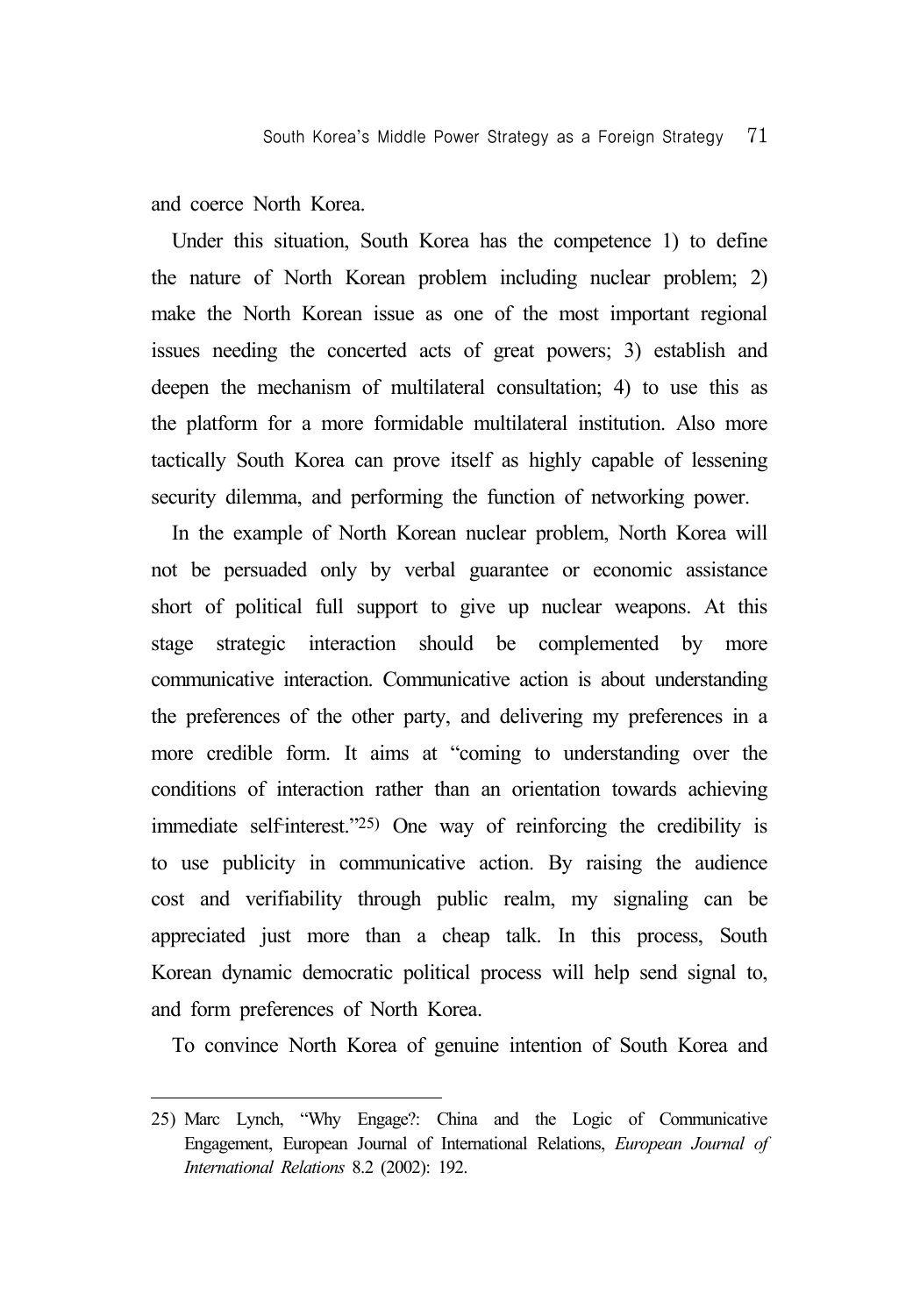and coerce North Korea.

Under this situation, South Korea has the competence 1) to define the nature of North Korean problem including nuclear problem; 2) make the North Korean issue as one of the most important regional issues needing the concerted acts of great powers; 3) establish and deepen the mechanism of multilateral consultation; 4) to use this as the platform for a more formidable multilateral institution. Also more tactically South Korea can prove itself as highly capable of lessening security dilemma, and performing the function of networking power.

In the example of North Korean nuclear problem, North Korea will not be persuaded only by verbal guarantee or economic assistance short of political full support to give up nuclear weapons. At this stage strategic interaction should be complemented by more communicative interaction. Communicative action is about understanding the preferences of the other party, and delivering my preferences in a more credible form. It aims at "coming to understanding over the conditions of interaction rather than an orientation towards achieving immediate self-interest."[25] One way of reinforcing the credibility is to use publicity in communicative action. By raising the audience cost and verifiability through public realm, my signaling can be appreciated just more than a cheap talk. In this process, South Korean dynamic democratic political process will help send signal to, and form preferences of North Korea.

To convince North Korea of genuine intention of South Korea and

---

25) Marc Lynch, "Why Engage?: China and the Logic of Communicative Engagement, European Journal of International Relations, *European Journal of International Relations* 8.2 (2002): 192.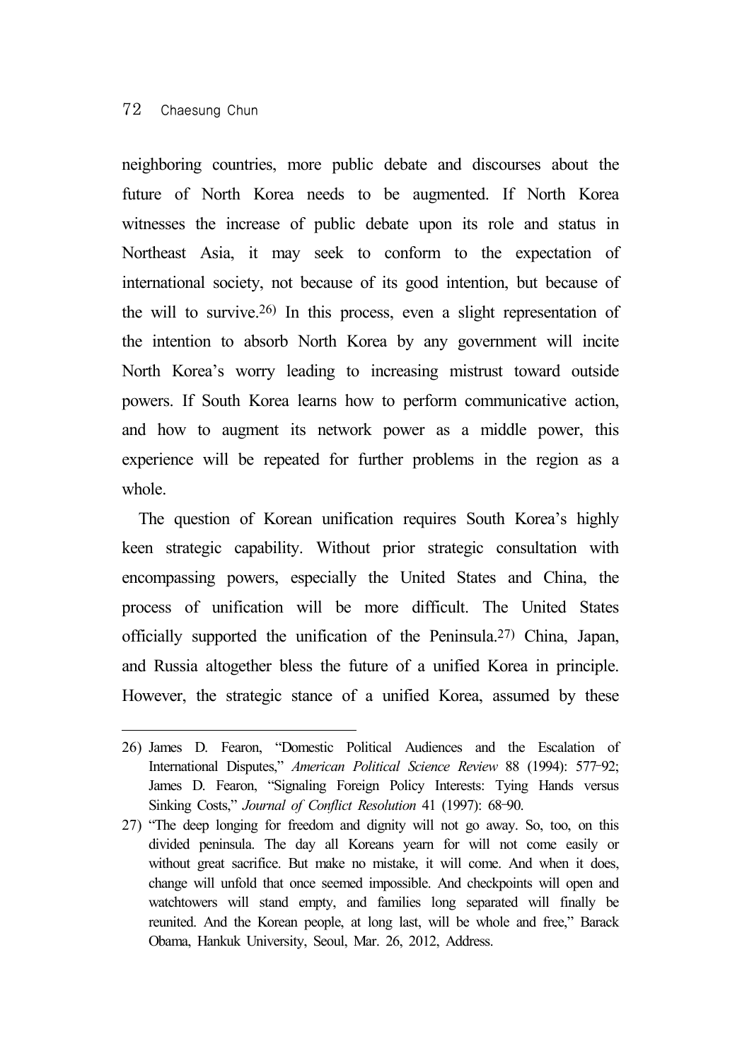neighboring countries, more public debate and discourses about the future of North Korea needs to be augmented. If North Korea witnesses the increase of public debate upon its role and status in Northeast Asia, it may seek to conform to the expectation of international society, not because of its good intention, but because of the will to survive.[26] In this process, even a slight representation of the intention to absorb North Korea by any government will incite North Korea's worry leading to increasing mistrust toward outside powers. If South Korea learns how to perform communicative action, and how to augment its network power as a middle power, this experience will be repeated for further problems in the region as a whole.

The question of Korean unification requires South Korea's highly keen strategic capability. Without prior strategic consultation with encompassing powers, especially the United States and China, the process of unification will be more difficult. The United States officially supported the unification of the Peninsula.[27] China, Japan, and Russia altogether bless the future of a unified Korea in principle. However, the strategic stance of a unified Korea, assumed by these

---

26) James D. Fearon, "Domestic Political Audiences and the Escalation of International Disputes," *American Political Science Review* 88 (1994): 577–92; James D. Fearon, "Signaling Foreign Policy Interests: Tying Hands versus Sinking Costs," *Journal of Conflict Resolution* 41 (1997): 68–90.

27) "The deep longing for freedom and dignity will not go away. So, too, on this divided peninsula. The day all Koreans yearn for will not come easily or without great sacrifice. But make no mistake, it will come. And when it does, change will unfold that once seemed impossible. And checkpoints will open and watchtowers will stand empty, and families long separated will finally be reunited. And the Korean people, at long last, will be whole and free," Barack Obama, Hankuk University, Seoul, Mar. 26, 2012, Address.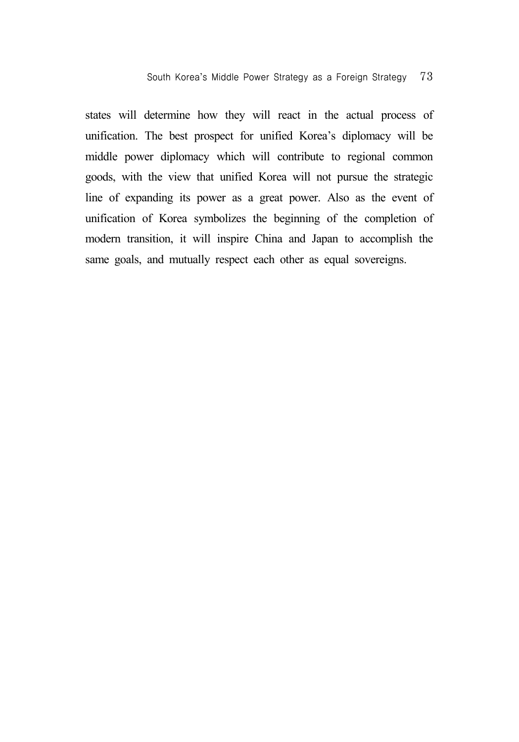states will determine how they will react in the actual process of unification. The best prospect for unified Korea's diplomacy will be middle power diplomacy which will contribute to regional common goods, with the view that unified Korea will not pursue the strategic line of expanding its power as a great power. Also as the event of unification of Korea symbolizes the beginning of the completion of modern transition, it will inspire China and Japan to accomplish the same goals, and mutually respect each other as equal sovereigns.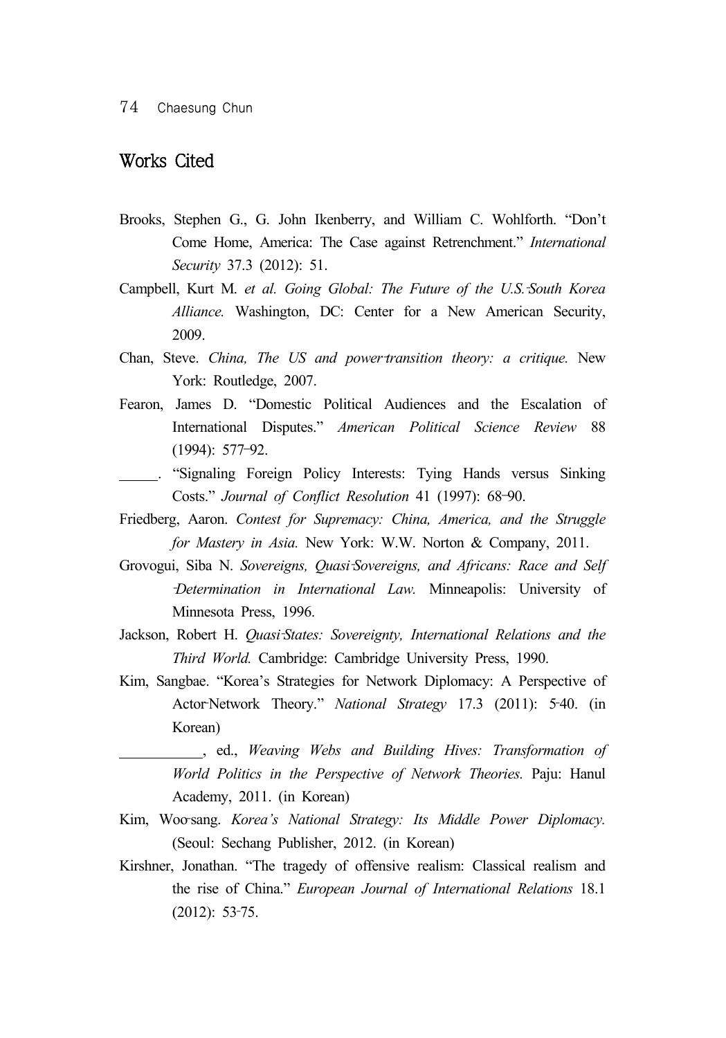## Works Cited

Brooks, Stephen G., G. John Ikenberry, and William C. Wohlforth. "Don't Come Home, America: The Case against Retrenchment." *International Security* 37.3 (2012): 51.

Campbell, Kurt M. *et al. Going Global: The Future of the U.S.-South Korea Alliance.* Washington, DC: Center for a New American Security, 2009.

Chan, Steve. *China, The US and power-transition theory: a critique.* New York: Routledge, 2007.

Fearon, James D. "Domestic Political Audiences and the Escalation of International Disputes." *American Political Science Review* 88 (1994): 577–92.

\_\_\_\_\_. "Signaling Foreign Policy Interests: Tying Hands versus Sinking Costs." *Journal of Conflict Resolution* 41 (1997): 68–90.

Friedberg, Aaron. *Contest for Supremacy: China, America, and the Struggle for Mastery in Asia.* New York: W.W. Norton & Company, 2011.

Grovogui, Siba N. *Sovereigns, Quasi-Sovereigns, and Africans: Race and Self-Determination in International Law.* Minneapolis: University of Minnesota Press, 1996.

Jackson, Robert H. *Quasi-States: Sovereignty, International Relations and the Third World.* Cambridge: Cambridge University Press, 1990.

Kim, Sangbae. "Korea's Strategies for Network Diplomacy: A Perspective of Actor-Network Theory." *National Strategy* 17.3 (2011): 5-40. (in Korean)

\_\_\_\_\_\_\_\_\_\_\_, ed., *Weaving Webs and Building Hives: Transformation of World Politics in the Perspective of Network Theories.* Paju: Hanul Academy, 2011. (in Korean)

Kim, Woo-sang. *Korea's National Strategy: Its Middle Power Diplomacy.* (Seoul: Sechang Publisher, 2012. (in Korean)

Kirshner, Jonathan. "The tragedy of offensive realism: Classical realism and the rise of China." *European Journal of International Relations* 18.1 (2012): 53-75.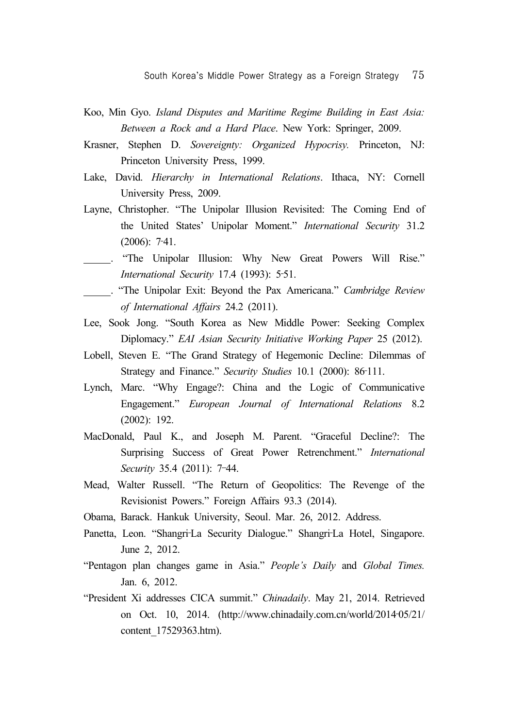Koo, Min Gyo. *Island Disputes and Maritime Regime Building in East Asia: Between a Rock and a Hard Place*. New York: Springer, 2009.

Krasner, Stephen D. *Sovereignty: Organized Hypocrisy.* Princeton, NJ: Princeton University Press, 1999.

Lake, David. *Hierarchy in International Relations*. Ithaca, NY: Cornell University Press, 2009.

Layne, Christopher. "The Unipolar Illusion Revisited: The Coming End of the United States' Unipolar Moment." *International Security* 31.2 (2006): 7-41.

\_\_\_\_\_\_. "The Unipolar Illusion: Why New Great Powers Will Rise." *International Security* 17.4 (1993): 5-51.

\_\_\_\_\_\_. "The Unipolar Exit: Beyond the Pax Americana." *Cambridge Review of International Affairs* 24.2 (2011).

Lee, Sook Jong. "South Korea as New Middle Power: Seeking Complex Diplomacy." *EAI Asian Security Initiative Working Paper* 25 (2012).

Lobell, Steven E. "The Grand Strategy of Hegemonic Decline: Dilemmas of Strategy and Finance." *Security Studies* 10.1 (2000): 86-111.

Lynch, Marc. "Why Engage?: China and the Logic of Communicative Engagement." *European Journal of International Relations* 8.2 (2002): 192.

MacDonald, Paul K., and Joseph M. Parent. "Graceful Decline?: The Surprising Success of Great Power Retrenchment." *International Security* 35.4 (2011): 7–44.

Mead, Walter Russell. "The Return of Geopolitics: The Revenge of the Revisionist Powers." Foreign Affairs 93.3 (2014).

Obama, Barack. Hankuk University, Seoul. Mar. 26, 2012. Address.

Panetta, Leon. "Shangri-La Security Dialogue." Shangri-La Hotel, Singapore. June 2, 2012.

"Pentagon plan changes game in Asia." *People's Daily* and *Global Times.* Jan. 6, 2012.

"President Xi addresses CICA summit." *Chinadaily*. May 21, 2014. Retrieved on Oct. 10, 2014. (http://www.chinadaily.com.cn/world/2014-05/21/content_17529363.htm).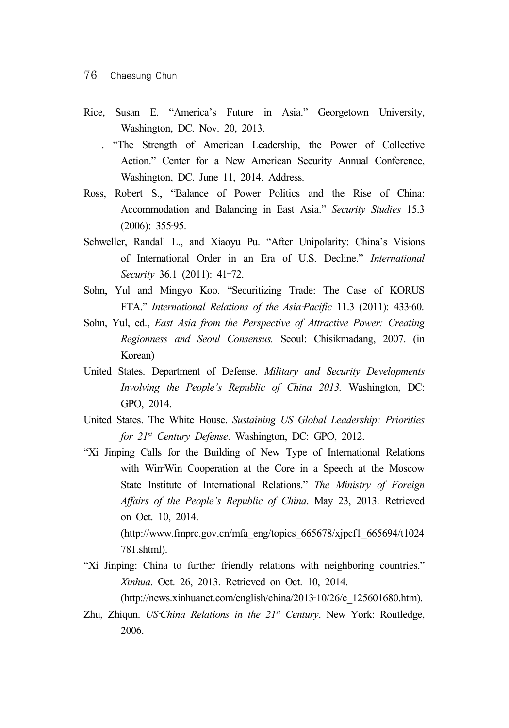Rice, Susan E. "America's Future in Asia." Georgetown University, Washington, DC. Nov. 20, 2013.

____. "The Strength of American Leadership, the Power of Collective Action." Center for a New American Security Annual Conference, Washington, DC. June 11, 2014. Address.

Ross, Robert S., "Balance of Power Politics and the Rise of China: Accommodation and Balancing in East Asia." *Security Studies* 15.3 (2006): 355-95.

Schweller, Randall L., and Xiaoyu Pu. "After Unipolarity: China's Visions of International Order in an Era of U.S. Decline." *International Security* 36.1 (2011): 41-72.

Sohn, Yul and Mingyo Koo. "Securitizing Trade: The Case of KORUS FTA." *International Relations of the Asia-Pacific* 11.3 (2011): 433-60.

Sohn, Yul, ed., *East Asia from the Perspective of Attractive Power: Creating Regionness and Seoul Consensus.* Seoul: Chisikmadang, 2007. (in Korean)

United States. Department of Defense. *Military and Security Developments Involving the People's Republic of China 2013.* Washington, DC: GPO, 2014.

United States. The White House. *Sustaining US Global Leadership: Priorities for 21st Century Defense*. Washington, DC: GPO, 2012.

"Xi Jinping Calls for the Building of New Type of International Relations with Win-Win Cooperation at the Core in a Speech at the Moscow State Institute of International Relations." *The Ministry of Foreign Affairs of the People's Republic of China*. May 23, 2013. Retrieved on Oct. 10, 2014. (http://www.fmprc.gov.cn/mfa_eng/topics_665678/xjpcf1_665694/t1024781.shtml).

"Xi Jinping: China to further friendly relations with neighboring countries." *Xinhua*. Oct. 26, 2013. Retrieved on Oct. 10, 2014. (http://news.xinhuanet.com/english/china/2013-10/26/c_125601680.htm).

Zhu, Zhiqun. *US-China Relations in the 21st Century*. New York: Routledge, 2006.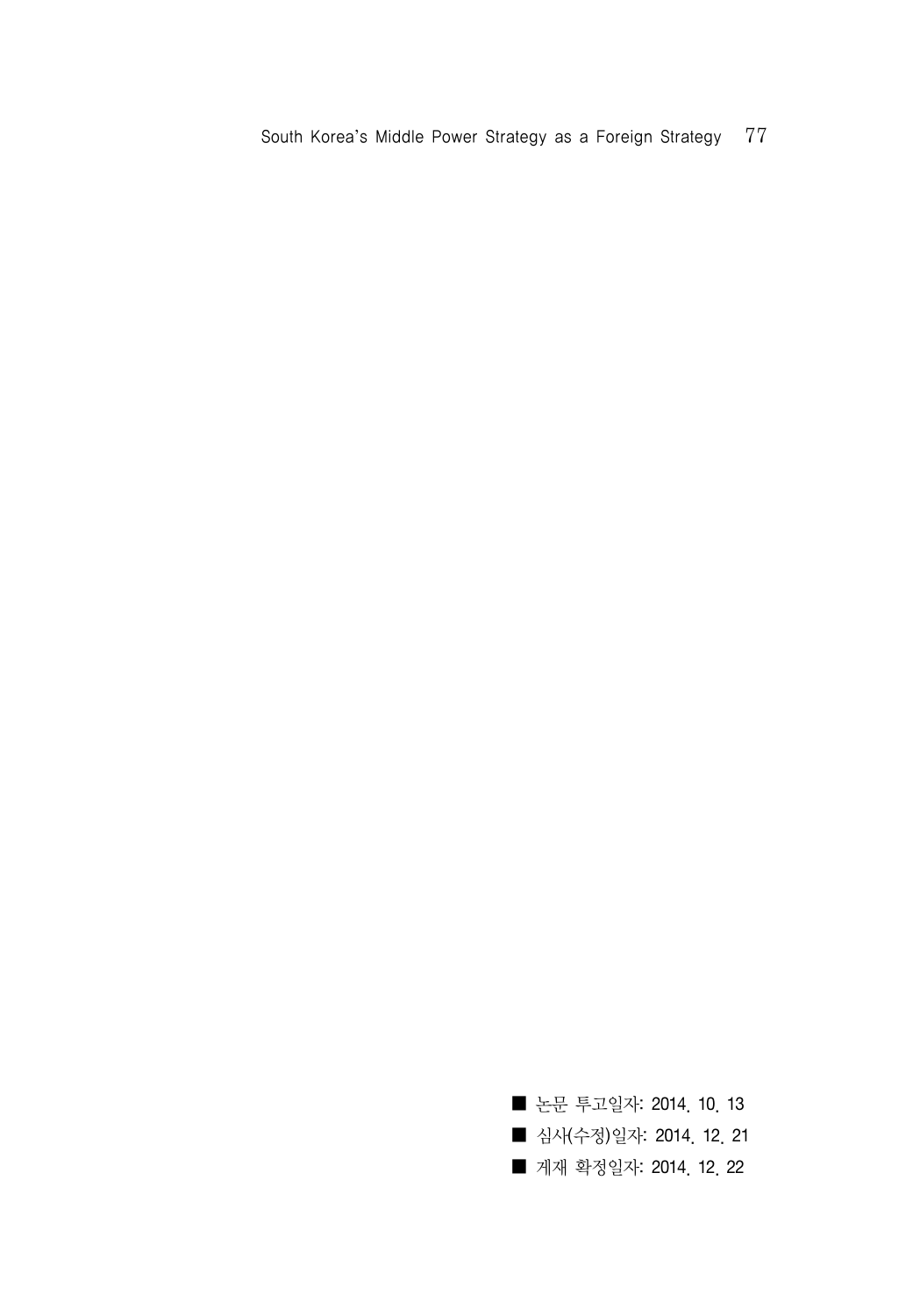■ 논문 투고일자: 2014. 10. 13

■ 심사(수정)일자: 2014. 12. 21

■ 게재 확정일자: 2014. 12. 22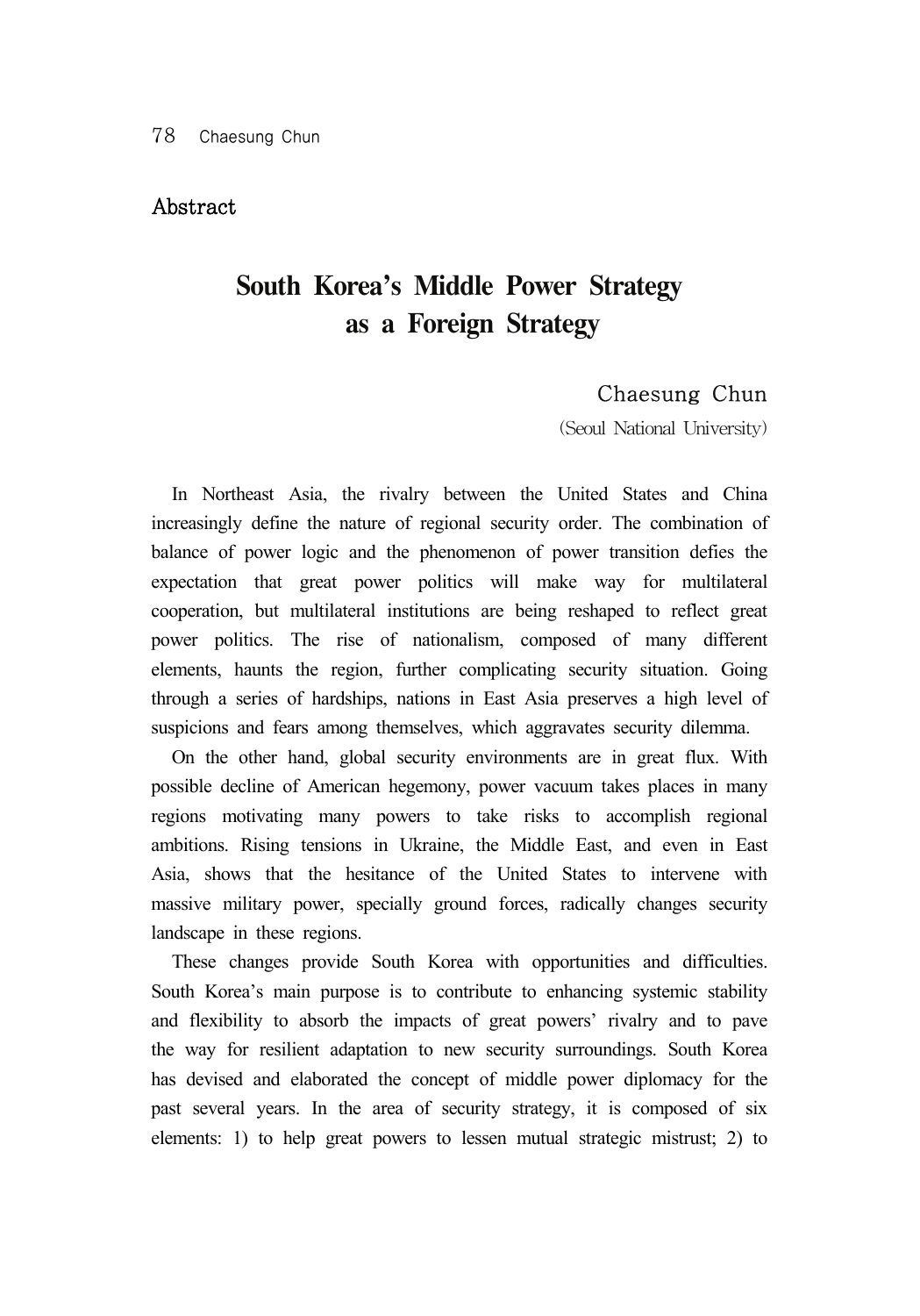## Abstract

# South Korea's Middle Power Strategy as a Foreign Strategy

Chaesung Chun
(Seoul National University)

In Northeast Asia, the rivalry between the United States and China increasingly define the nature of regional security order. The combination of balance of power logic and the phenomenon of power transition defies the expectation that great power politics will make way for multilateral cooperation, but multilateral institutions are being reshaped to reflect great power politics. The rise of nationalism, composed of many different elements, haunts the region, further complicating security situation. Going through a series of hardships, nations in East Asia preserves a high level of suspicions and fears among themselves, which aggravates security dilemma.

On the other hand, global security environments are in great flux. With possible decline of American hegemony, power vacuum takes places in many regions motivating many powers to take risks to accomplish regional ambitions. Rising tensions in Ukraine, the Middle East, and even in East Asia, shows that the hesitance of the United States to intervene with massive military power, specially ground forces, radically changes security landscape in these regions.

These changes provide South Korea with opportunities and difficulties. South Korea's main purpose is to contribute to enhancing systemic stability and flexibility to absorb the impacts of great powers' rivalry and to pave the way for resilient adaptation to new security surroundings. South Korea has devised and elaborated the concept of middle power diplomacy for the past several years. In the area of security strategy, it is composed of six elements: 1) to help great powers to lessen mutual strategic mistrust; 2) to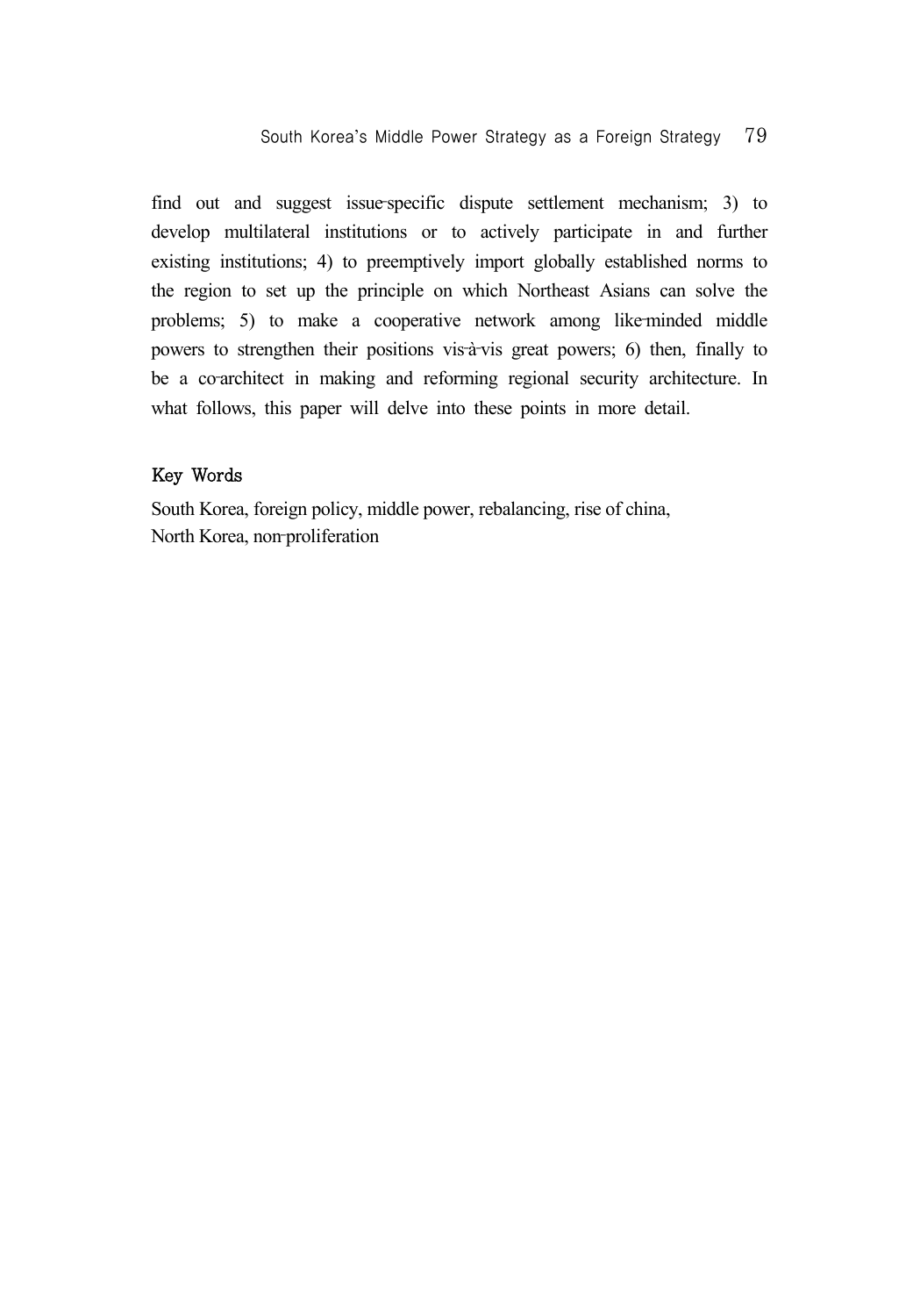find out and suggest issue-specific dispute settlement mechanism; 3) to develop multilateral institutions or to actively participate in and further existing institutions; 4) to preemptively import globally established norms to the region to set up the principle on which Northeast Asians can solve the problems; 5) to make a cooperative network among like-minded middle powers to strengthen their positions vis-à-vis great powers; 6) then, finally to be a co-architect in making and reforming regional security architecture. In what follows, this paper will delve into these points in more detail.

### Key Words

South Korea, foreign policy, middle power, rebalancing, rise of china, North Korea, non-proliferation